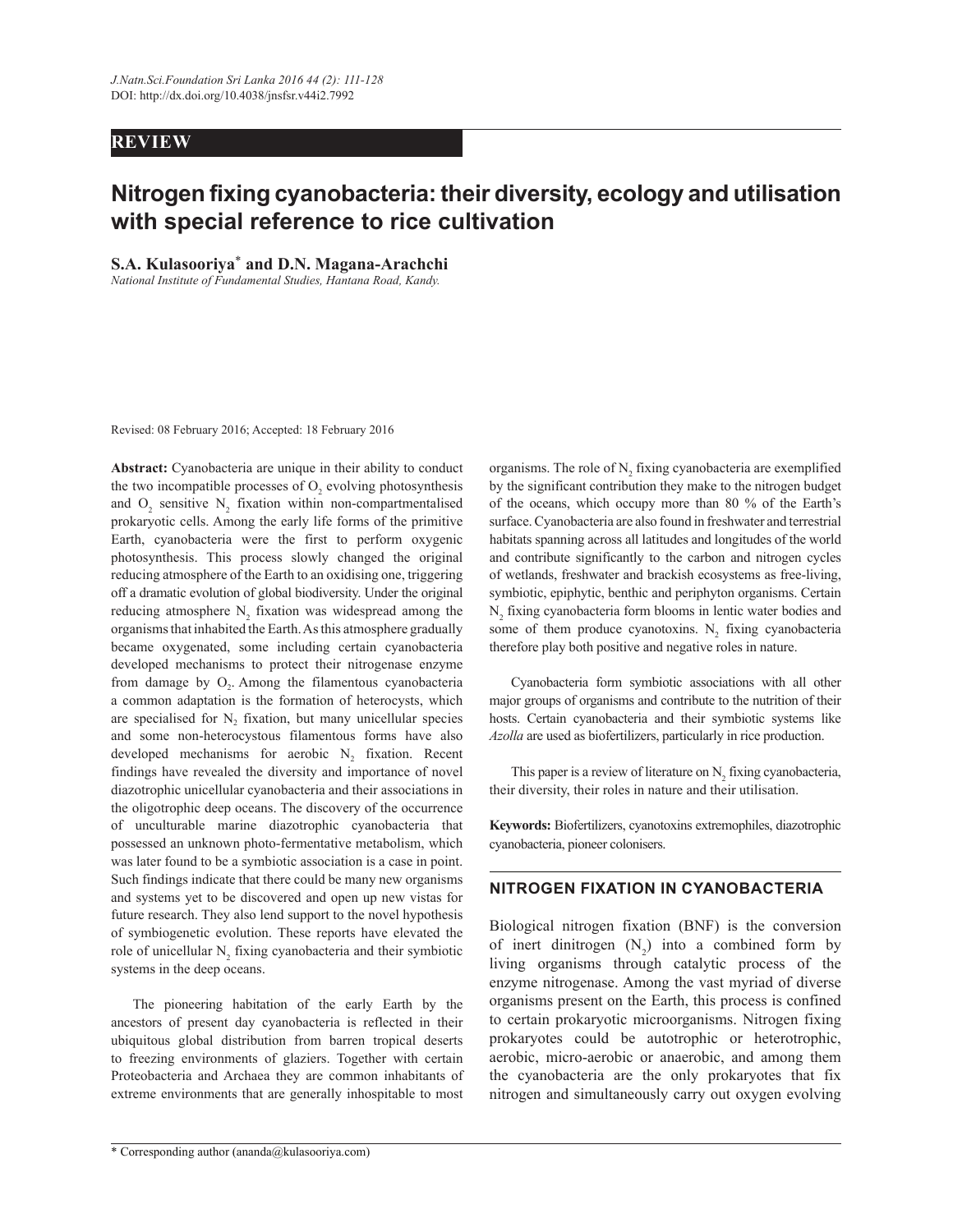**REVIEW**

# Nitrogen fixing cyanobacteria: their diversity, ecology and utilisation with special reference to rice cultivation

**S.A. Kulasooriya*** **and D.N. Magana-Arachchi**

*National Institute of Fundamental Studies, Hantana Road, Kandy.*

Revised: 08 February 2016; Accepted: 18 February 2016

**Abstract:** Cyanobacteria are unique in their ability to conduct the two incompatible processes of $O_2$ evolving photosynthesis and $O_2$ sensitive $N_2$ fixation within non-compartmentalised prokaryotic cells. Among the early life forms of the primitive Earth, cyanobacteria were the first to perform oxygenic photosynthesis. This process slowly changed the original reducing atmosphere of the Earth to an oxidising one, triggering off a dramatic evolution of global biodiversity. Under the original reducing atmosphere $N_2$ fixation was widespread among the organisms that inhabited the Earth. As this atmosphere gradually became oxygenated, some including certain cyanobacteria developed mechanisms to protect their nitrogenase enzyme from damage by $O_2$. Among the filamentous cyanobacteria a common adaptation is the formation of heterocysts, which are specialised for $N_2$ fixation, but many unicellular species and some non-heterocystous filamentous forms have also developed mechanisms for aerobic $N_2$ fixation. Recent findings have revealed the diversity and importance of novel diazotrophic unicellular cyanobacteria and their associations in the oligotrophic deep oceans. The discovery of the occurrence of unculturable marine diazotrophic cyanobacteria that possessed an unknown photo-fermentative metabolism, which was later found to be a symbiotic association is a case in point. Such findings indicate that there could be many new organisms and systems yet to be discovered and open up new vistas for future research. They also lend support to the novel hypothesis of symbiogenetic evolution. These reports have elevated the role of unicellular $N_2$ fixing cyanobacteria and their symbiotic systems in the deep oceans.

The pioneering habitation of the early Earth by the ancestors of present day cyanobacteria is reflected in their ubiquitous global distribution from barren tropical deserts to freezing environments of glaziers. Together with certain Proteobacteria and Archaea they are common inhabitants of extreme environments that are generally inhospitable to most organisms. The role of $N_2$ fixing cyanobacteria are exemplified by the significant contribution they make to the nitrogen budget of the oceans, which occupy more than 80 % of the Earth's surface. Cyanobacteria are also found in freshwater and terrestrial habitats spanning across all latitudes and longitudes of the world and contribute significantly to the carbon and nitrogen cycles of wetlands, freshwater and brackish ecosystems as free-living, symbiotic, epiphytic, benthic and periphyton organisms. Certain $N_2$ fixing cyanobacteria form blooms in lentic water bodies and some of them produce cyanotoxins. $N_2$ fixing cyanobacteria therefore play both positive and negative roles in nature.

Cyanobacteria form symbiotic associations with all other major groups of organisms and contribute to the nutrition of their hosts. Certain cyanobacteria and their symbiotic systems like *Azolla* are used as biofertilizers, particularly in rice production.

This paper is a review of literature on $N_2$ fixing cyanobacteria, their diversity, their roles in nature and their utilisation.

**Keywords:** Biofertilizers, cyanotoxins extremophiles, diazotrophic cyanobacteria, pioneer colonisers.

## NITROGEN FIXATION IN CYANOBACTERIA

Biological nitrogen fixation (BNF) is the conversion of inert dinitrogen ($N_2$) into a combined form by living organisms through catalytic process of the enzyme nitrogenase. Among the vast myriad of diverse organisms present on the Earth, this process is confined to certain prokaryotic microorganisms. Nitrogen fixing prokaryotes could be autotrophic or heterotrophic, aerobic, micro-aerobic or anaerobic, and among them the cyanobacteria are the only prokaryotes that fix nitrogen and simultaneously carry out oxygen evolving

* Corresponding author (ananda@kulasooriya.com)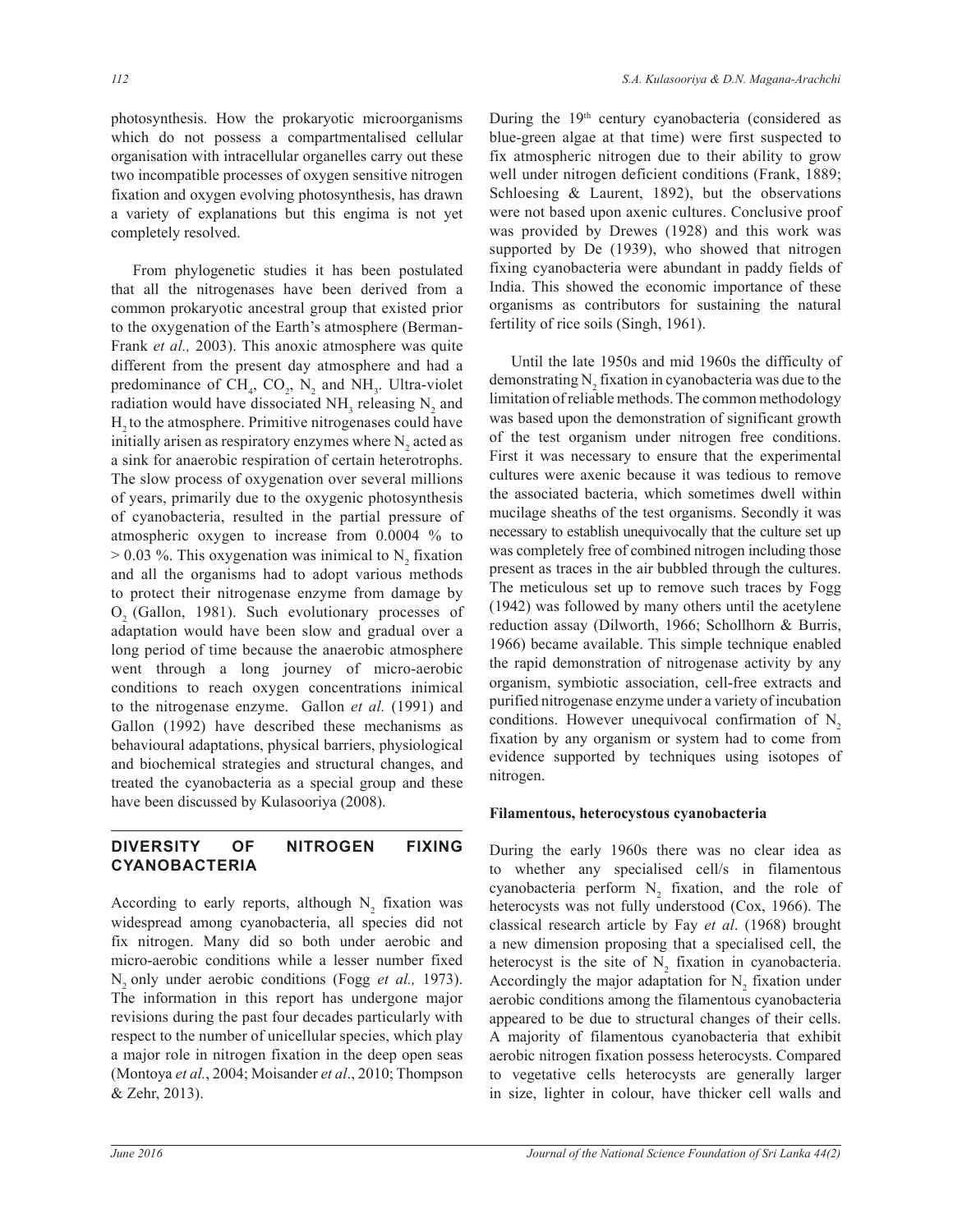photosynthesis. How the prokaryotic microorganisms which do not possess a compartmentalised cellular organisation with intracellular organelles carry out these two incompatible processes of oxygen sensitive nitrogen fixation and oxygen evolving photosynthesis, has drawn a variety of explanations but this engima is not yet completely resolved.

From phylogenetic studies it has been postulated that all the nitrogenases have been derived from a common prokaryotic ancestral group that existed prior to the oxygenation of the Earth's atmosphere (Berman-Frank *et al.,* 2003). This anoxic atmosphere was quite different from the present day atmosphere and had a predominance of $CH_4$, $CO_2$, $N_2$ and $NH_3$. Ultra-violet radiation would have dissociated $NH_3$ releasing $N_2$ and $H_2$ to the atmosphere. Primitive nitrogenases could have initially arisen as respiratory enzymes where $N_2$ acted as a sink for anaerobic respiration of certain heterotrophs. The slow process of oxygenation over several millions of years, primarily due to the oxygenic photosynthesis of cyanobacteria, resulted in the partial pressure of atmospheric oxygen to increase from 0.0004 % to > 0.03 %. This oxygenation was inimical to $N_2$ fixation and all the organisms had to adopt various methods to protect their nitrogenase enzyme from damage by $O_2$ (Gallon, 1981). Such evolutionary processes of adaptation would have been slow and gradual over a long period of time because the anaerobic atmosphere went through a long journey of micro-aerobic conditions to reach oxygen concentrations inimical to the nitrogenase enzyme. Gallon *et al.* (1991) and Gallon (1992) have described these mechanisms as behavioural adaptations, physical barriers, physiological and biochemical strategies and structural changes, and treated the cyanobacteria as a special group and these have been discussed by Kulasooriya (2008).

## DIVERSITY OF NITROGEN FIXING CYANOBACTERIA

According to early reports, although $N_2$ fixation was widespread among cyanobacteria, all species did not fix nitrogen. Many did so both under aerobic and micro-aerobic conditions while a lesser number fixed $N_2$ only under aerobic conditions (Fogg *et al.,* 1973). The information in this report has undergone major revisions during the past four decades particularly with respect to the number of unicellular species, which play a major role in nitrogen fixation in the deep open seas (Montoya *et al.*, 2004; Moisander *et al*., 2010; Thompson & Zehr, 2013).

During the 19th century cyanobacteria (considered as blue-green algae at that time) were first suspected to fix atmospheric nitrogen due to their ability to grow well under nitrogen deficient conditions (Frank, 1889; Schloesing & Laurent, 1892), but the observations were not based upon axenic cultures. Conclusive proof was provided by Drewes (1928) and this work was supported by De (1939), who showed that nitrogen fixing cyanobacteria were abundant in paddy fields of India. This showed the economic importance of these organisms as contributors for sustaining the natural fertility of rice soils (Singh, 1961).

Until the late 1950s and mid 1960s the difficulty of demonstrating $N_2$ fixation in cyanobacteria was due to the limitation of reliable methods. The common methodology was based upon the demonstration of significant growth of the test organism under nitrogen free conditions. First it was necessary to ensure that the experimental cultures were axenic because it was tedious to remove the associated bacteria, which sometimes dwell within mucilage sheaths of the test organisms. Secondly it was necessary to establish unequivocally that the culture set up was completely free of combined nitrogen including those present as traces in the air bubbled through the cultures. The meticulous set up to remove such traces by Fogg (1942) was followed by many others until the acetylene reduction assay (Dilworth, 1966; Schollhorn & Burris, 1966) became available. This simple technique enabled the rapid demonstration of nitrogenase activity by any organism, symbiotic association, cell-free extracts and purified nitrogenase enzyme under a variety of incubation conditions. However unequivocal confirmation of $N_2$ fixation by any organism or system had to come from evidence supported by techniques using isotopes of nitrogen.

### Filamentous, heterocystous cyanobacteria

During the early 1960s there was no clear idea as to whether any specialised cell/s in filamentous cyanobacteria perform $N_2$ fixation, and the role of heterocysts was not fully understood (Cox, 1966). The classical research article by Fay *et al*. (1968) brought a new dimension proposing that a specialised cell, the heterocyst is the site of $N_2$ fixation in cyanobacteria. Accordingly the major adaptation for $N_2$ fixation under aerobic conditions among the filamentous cyanobacteria appeared to be due to structural changes of their cells. A majority of filamentous cyanobacteria that exhibit aerobic nitrogen fixation possess heterocysts. Compared to vegetative cells heterocysts are generally larger in size, lighter in colour, have thicker cell walls and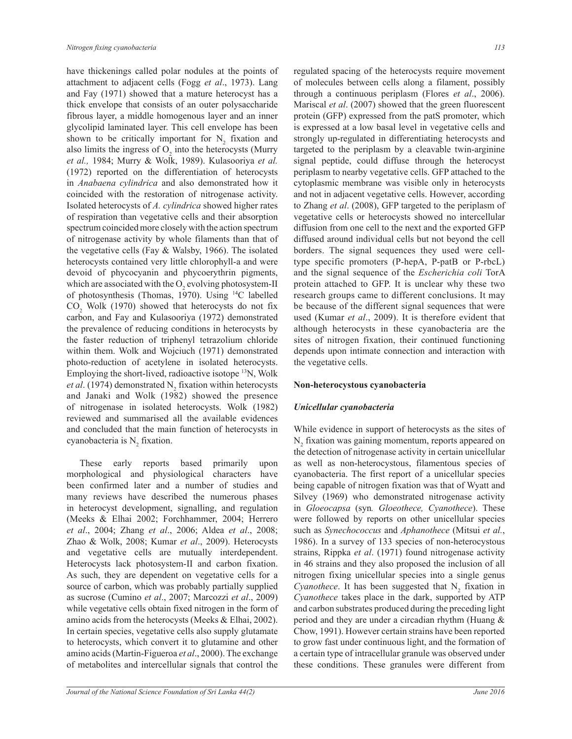have thickenings called polar nodules at the points of attachment to adjacent cells (Fogg *et al*., 1973). Lang and Fay (1971) showed that a mature heterocyst has a thick envelope that consists of an outer polysaccharide fibrous layer, a middle homogenous layer and an inner glycolipid laminated layer. This cell envelope has been shown to be critically important for $N_2$ fixation and also limits the ingress of $O_2$ into the heterocysts (Murry *et al.,* 1984; Murry & Wolk, 1989). Kulasooriya *et al.* (1972) reported on the differentiation of heterocysts in *Anabaena cylindrica* and also demonstrated how it coincided with the restoration of nitrogenase activity. Isolated heterocysts of *A. cylindrica* showed higher rates of respiration than vegetative cells and their absorption spectrum coincided more closely with the action spectrum of nitrogenase activity by whole filaments than that of the vegetative cells (Fay & Walsby, 1966). The isolated heterocysts contained very little chlorophyll-a and were devoid of phycocyanin and phycoerythrin pigments, which are associated with the $O_2$ evolving photosystem-II of photosynthesis (Thomas, 1970). Using $^{14}C$ labelled $CO_2$ Wolk (1970) showed that heterocysts do not fix carbon, and Fay and Kulasooriya (1972) demonstrated the prevalence of reducing conditions in heterocysts by the faster reduction of triphenyl tetrazolium chloride within them. Wolk and Wojciuch (1971) demonstrated photo-reduction of acetylene in isolated heterocysts. Employing the short-lived, radioactive isotope $^{13}N$, Wolk *et al*. (1974) demonstrated $N_2$ fixation within heterocysts and Janaki and Wolk (1982) showed the presence of nitrogenase in isolated heterocysts. Wolk (1982) reviewed and summarised all the available evidences and concluded that the main function of heterocysts in cyanobacteria is $N_2$ fixation.

These early reports based primarily upon morphological and physiological characters have been confirmed later and a number of studies and many reviews have described the numerous phases in heterocyst development, signalling, and regulation (Meeks & Elhai 2002; Forchhammer, 2004; Herrero *et al*., 2004; Zhang *et al*., 2006; Aldea *et al*., 2008; Zhao & Wolk, 2008; Kumar *et al*., 2009). Heterocysts and vegetative cells are mutually interdependent. Heterocysts lack photosystem-II and carbon fixation. As such, they are dependent on vegetative cells for a source of carbon, which was probably partially supplied as sucrose (Cumino *et al*., 2007; Marcozzi *et al*., 2009) while vegetative cells obtain fixed nitrogen in the form of amino acids from the heterocysts (Meeks & Elhai, 2002). In certain species, vegetative cells also supply glutamate to heterocysts, which convert it to glutamine and other amino acids (Martin-Figueroa *et al*., 2000). The exchange of metabolites and intercellular signals that control the regulated spacing of the heterocysts require movement of molecules between cells along a filament, possibly through a continuous periplasm (Flores *et al*., 2006). Mariscal *et al*. (2007) showed that the green fluorescent protein (GFP) expressed from the patS promoter, which is expressed at a low basal level in vegetative cells and strongly up-regulated in differentiating heterocysts and targeted to the periplasm by a cleavable twin-arginine signal peptide, could diffuse through the heterocyst periplasm to nearby vegetative cells. GFP attached to the cytoplasmic membrane was visible only in heterocysts and not in adjacent vegetative cells. However, according to Zhang *et al*. (2008), GFP targeted to the periplasm of vegetative cells or heterocysts showed no intercellular diffusion from one cell to the next and the exported GFP diffused around individual cells but not beyond the cell borders. The signal sequences they used were cell-type specific promoters (P-hepA, P-patB or P-rbcL) and the signal sequence of the *Escherichia coli* TorA protein attached to GFP. It is unclear why these two research groups came to different conclusions. It may be because of the different signal sequences that were used (Kumar *et al*., 2009). It is therefore evident that although heterocysts in these cyanobacteria are the sites of nitrogen fixation, their continued functioning depends upon intimate connection and interaction with the vegetative cells.

## Non-heterocystous cyanobacteria

### *Unicellular cyanobacteria*

While evidence in support of heterocysts as the sites of $N_2$ fixation was gaining momentum, reports appeared on the detection of nitrogenase activity in certain unicellular as well as non-heterocystous, filamentous species of cyanobacteria. The first report of a unicellular species being capable of nitrogen fixation was that of Wyatt and Silvey (1969) who demonstrated nitrogenase activity in *Gloeocapsa* (syn*. Gloeothece, Cyanothece*). These were followed by reports on other unicellular species such as *Synechococcus* and *Aphanothece* (Mitsui *et al.*, 1986). In a survey of 133 species of non-heterocystous strains, Rippka *et al*. (1971) found nitrogenase activity in 46 strains and they also proposed the inclusion of all nitrogen fixing unicellular species into a single genus *Cyanothece*. It has been suggested that $N_2$ fixation in *Cyanothece* takes place in the dark, supported by ATP and carbon substrates produced during the preceding light period and they are under a circadian rhythm (Huang & Chow, 1991). However certain strains have been reported to grow fast under continuous light, and the formation of a certain type of intracellular granule was observed under these conditions. These granules were different from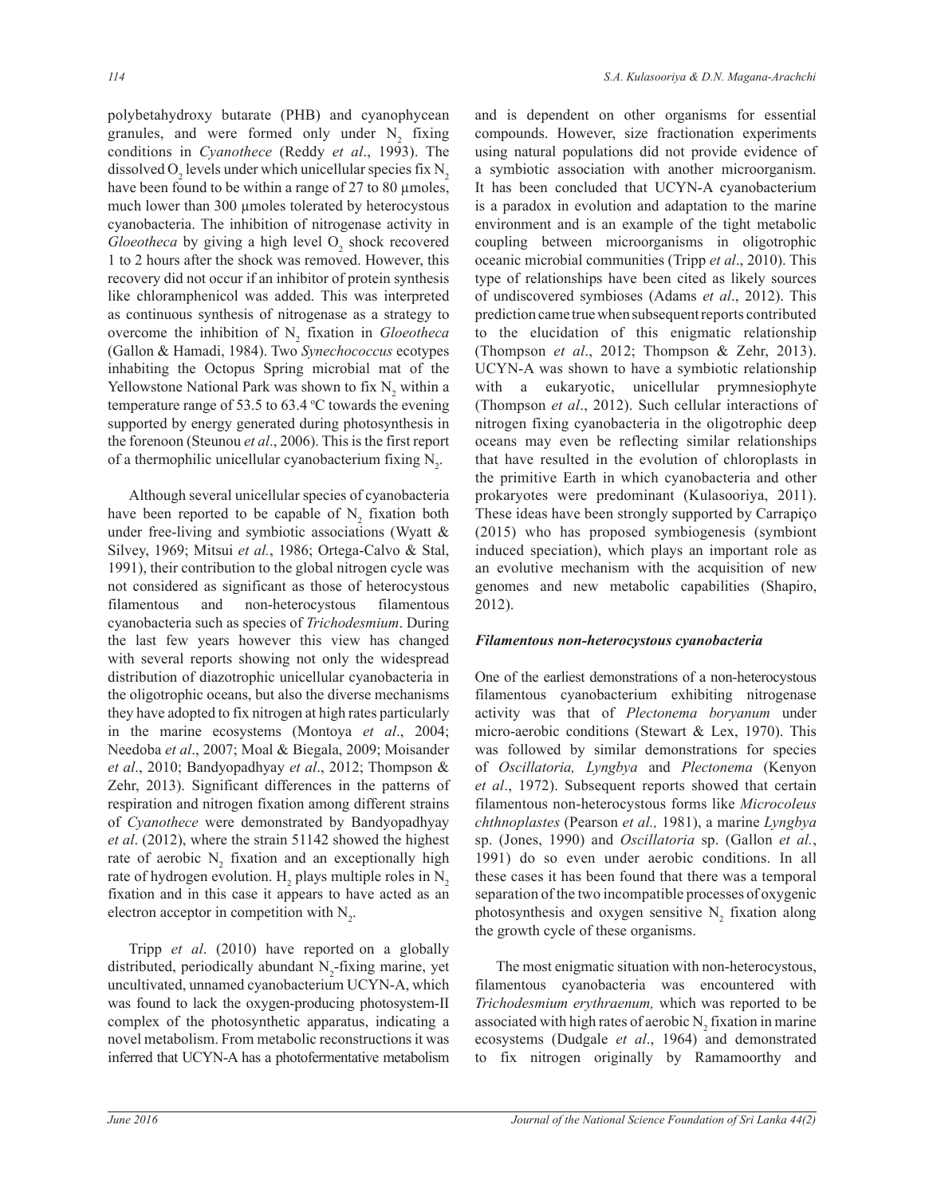polybetahydroxy butarate (PHB) and cyanophycean granules, and were formed only under $N_2$ fixing conditions in *Cyanothece* (Reddy *et al*., 1993). The dissolved $O_2$ levels under which unicellular species fix $N_2$ have been found to be within a range of 27 to 80 µmoles, much lower than 300 µmoles tolerated by heterocystous cyanobacteria. The inhibition of nitrogenase activity in *Gloeotheca* by giving a high level $O_2$ shock recovered 1 to 2 hours after the shock was removed. However, this recovery did not occur if an inhibitor of protein synthesis like chloramphenicol was added. This was interpreted as continuous synthesis of nitrogenase as a strategy to overcome the inhibition of $N_2$ fixation in *Gloeotheca* (Gallon & Hamadi, 1984). Two *Synechococcus* ecotypes inhabiting the Octopus Spring microbial mat of the Yellowstone National Park was shown to fix $N_2$ within a temperature range of 53.5 to 63.4 °C towards the evening supported by energy generated during photosynthesis in the forenoon (Steunou *et al*., 2006). This is the first report of a thermophilic unicellular cyanobacterium fixing $N_2$.

Although several unicellular species of cyanobacteria have been reported to be capable of $N_2$ fixation both under free-living and symbiotic associations (Wyatt & Silvey, 1969; Mitsui *et al.*, 1986; Ortega-Calvo & Stal, 1991), their contribution to the global nitrogen cycle was not considered as significant as those of heterocystous filamentous and non-heterocystous filamentous cyanobacteria such as species of *Trichodesmium*. During the last few years however this view has changed with several reports showing not only the widespread distribution of diazotrophic unicellular cyanobacteria in the oligotrophic oceans, but also the diverse mechanisms they have adopted to fix nitrogen at high rates particularly in the marine ecosystems (Montoya *et al*., 2004; Needoba *et al*., 2007; Moal & Biegala, 2009; Moisander *et al*., 2010; Bandyopadhyay *et al*., 2012; Thompson & Zehr, 2013). Significant differences in the patterns of respiration and nitrogen fixation among different strains of *Cyanothece* were demonstrated by Bandyopadhyay *et al*. (2012), where the strain 51142 showed the highest rate of aerobic $N_2$ fixation and an exceptionally high rate of hydrogen evolution. $H_2$ plays multiple roles in $N_2$ fixation and in this case it appears to have acted as an electron acceptor in competition with $N_2$.

Tripp *et al*. (2010) have reported on a globally distributed, periodically abundant $N_2$-fixing marine, yet uncultivated, unnamed cyanobacterium UCYN-A, which was found to lack the oxygen-producing photosystem-II complex of the photosynthetic apparatus, indicating a novel metabolism. From metabolic reconstructions it was inferred that UCYN-A has a photofermentative metabolism and is dependent on other organisms for essential compounds. However, size fractionation experiments using natural populations did not provide evidence of a symbiotic association with another microorganism. It has been concluded that UCYN-A cyanobacterium is a paradox in evolution and adaptation to the marine environment and is an example of the tight metabolic coupling between microorganisms in oligotrophic oceanic microbial communities (Tripp *et al*., 2010). This type of relationships have been cited as likely sources of undiscovered symbioses (Adams *et al*., 2012). This prediction came true when subsequent reports contributed to the elucidation of this enigmatic relationship (Thompson *et al*., 2012; Thompson & Zehr, 2013). UCYN-A was shown to have a symbiotic relationship with a eukaryotic, unicellular prymnesiophyte (Thompson *et al*., 2012). Such cellular interactions of nitrogen fixing cyanobacteria in the oligotrophic deep oceans may even be reflecting similar relationships that have resulted in the evolution of chloroplasts in the primitive Earth in which cyanobacteria and other prokaryotes were predominant (Kulasooriya, 2011). These ideas have been strongly supported by Carrapiço (2015) who has proposed symbiogenesis (symbiont induced speciation), which plays an important role as an evolutive mechanism with the acquisition of new genomes and new metabolic capabilities (Shapiro, 2012).

### *Filamentous non-heterocystous cyanobacteria*

One of the earliest demonstrations of a non-heterocystous filamentous cyanobacterium exhibiting nitrogenase activity was that of *Plectonema boryanum* under micro-aerobic conditions (Stewart & Lex, 1970). This was followed by similar demonstrations for species of *Oscillatoria, Lyngbya* and *Plectonema* (Kenyon *et al*., 1972). Subsequent reports showed that certain filamentous non-heterocystous forms like *Microcoleus chthnoplastes* (Pearson *et al.,* 1981), a marine *Lyngbya* sp. (Jones, 1990) and *Oscillatoria* sp. (Gallon *et al.*, 1991) do so even under aerobic conditions. In all these cases it has been found that there was a temporal separation of the two incompatible processes of oxygenic photosynthesis and oxygen sensitive $N_2$ fixation along the growth cycle of these organisms.

The most enigmatic situation with non-heterocystous, filamentous cyanobacteria was encountered with *Trichodesmium erythraenum,* which was reported to be associated with high rates of aerobic $N_2$ fixation in marine ecosystems (Dudgale *et al*., 1964) and demonstrated to fix nitrogen originally by Ramamoorthy and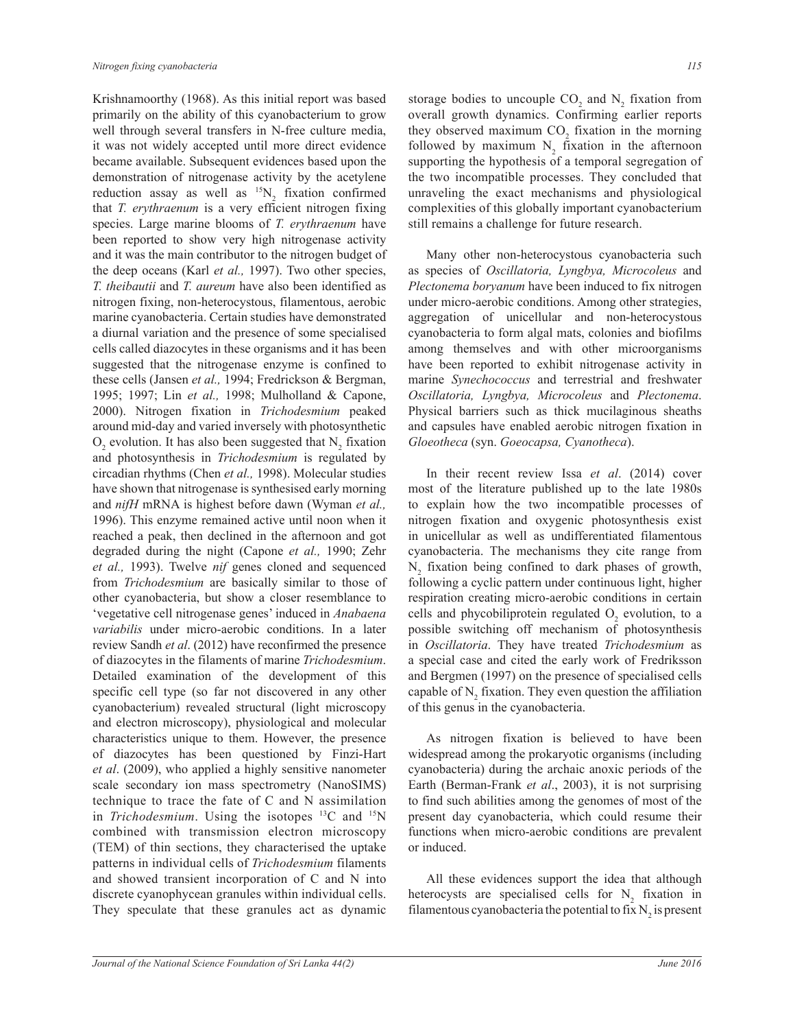Krishnamoorthy (1968). As this initial report was based primarily on the ability of this cyanobacterium to grow well through several transfers in N-free culture media, it was not widely accepted until more direct evidence became available. Subsequent evidences based upon the demonstration of nitrogenase activity by the acetylene reduction assay as well as $^{15}N_2$ fixation confirmed that *T. erythraenum* is a very efficient nitrogen fixing species. Large marine blooms of *T. erythraenum* have been reported to show very high nitrogenase activity and it was the main contributor to the nitrogen budget of the deep oceans (Karl *et al.,* 1997). Two other species, *T. theibautii* and *T. aureum* have also been identified as nitrogen fixing, non-heterocystous, filamentous, aerobic marine cyanobacteria. Certain studies have demonstrated a diurnal variation and the presence of some specialised cells called diazocytes in these organisms and it has been suggested that the nitrogenase enzyme is confined to these cells (Jansen *et al.,* 1994; Fredrickson & Bergman, 1995; 1997; Lin *et al.,* 1998; Mulholland & Capone, 2000). Nitrogen fixation in *Trichodesmium* peaked around mid-day and varied inversely with photosynthetic $O_2$ evolution. It has also been suggested that $N_2$ fixation and photosynthesis in *Trichodesmium* is regulated by circadian rhythms (Chen *et al.,* 1998). Molecular studies have shown that nitrogenase is synthesised early morning and *nifH* mRNA is highest before dawn (Wyman *et al.,* 1996). This enzyme remained active until noon when it reached a peak, then declined in the afternoon and got degraded during the night (Capone *et al.,* 1990; Zehr *et al.,* 1993). Twelve *nif* genes cloned and sequenced from *Trichodesmium* are basically similar to those of other cyanobacteria, but show a closer resemblance to 'vegetative cell nitrogenase genes' induced in *Anabaena variabilis* under micro-aerobic conditions. In a later review Sandh *et al*. (2012) have reconfirmed the presence of diazocytes in the filaments of marine *Trichodesmium*. Detailed examination of the development of this specific cell type (so far not discovered in any other cyanobacterium) revealed structural (light microscopy and electron microscopy), physiological and molecular characteristics unique to them. However, the presence of diazocytes has been questioned by Finzi-Hart *et al*. (2009), who applied a highly sensitive nanometer scale secondary ion mass spectrometry (NanoSIMS) technique to trace the fate of C and N assimilation in *Trichodesmium*. Using the isotopes $^{13}C$ and $^{15}N$ combined with transmission electron microscopy (TEM) of thin sections, they characterised the uptake patterns in individual cells of *Trichodesmium* filaments and showed transient incorporation of C and N into discrete cyanophycean granules within individual cells. They speculate that these granules act as dynamic storage bodies to uncouple $CO_2$ and $N_2$ fixation from overall growth dynamics. Confirming earlier reports they observed maximum $CO_2$ fixation in the morning followed by maximum $N_2$ fixation in the afternoon supporting the hypothesis of a temporal segregation of the two incompatible processes. They concluded that unraveling the exact mechanisms and physiological complexities of this globally important cyanobacterium still remains a challenge for future research.

Many other non-heterocystous cyanobacteria such as species of *Oscillatoria, Lyngbya, Microcoleus* and *Plectonema boryanum* have been induced to fix nitrogen under micro-aerobic conditions. Among other strategies, aggregation of unicellular and non-heterocystous cyanobacteria to form algal mats, colonies and biofilms among themselves and with other microorganisms have been reported to exhibit nitrogenase activity in marine *Synechococcus* and terrestrial and freshwater *Oscillatoria, Lyngbya, Microcoleus* and *Plectonema*. Physical barriers such as thick mucilaginous sheaths and capsules have enabled aerobic nitrogen fixation in *Gloeotheca* (syn. *Goeocapsa, Cyanotheca*).

In their recent review Issa *et al*. (2014) cover most of the literature published up to the late 1980s to explain how the two incompatible processes of nitrogen fixation and oxygenic photosynthesis exist in unicellular as well as undifferentiated filamentous cyanobacteria. The mechanisms they cite range from $N_2$ fixation being confined to dark phases of growth, following a cyclic pattern under continuous light, higher respiration creating micro-aerobic conditions in certain cells and phycobiliprotein regulated $O_2$ evolution, to a possible switching off mechanism of photosynthesis in *Oscillatoria*. They have treated *Trichodesmium* as a special case and cited the early work of Fredriksson and Bergmen (1997) on the presence of specialised cells capable of $N_2$ fixation. They even question the affiliation of this genus in the cyanobacteria.

As nitrogen fixation is believed to have been widespread among the prokaryotic organisms (including cyanobacteria) during the archaic anoxic periods of the Earth (Berman-Frank *et al*., 2003), it is not surprising to find such abilities among the genomes of most of the present day cyanobacteria, which could resume their functions when micro-aerobic conditions are prevalent or induced.

All these evidences support the idea that although heterocysts are specialised cells for $N_2$ fixation in filamentous cyanobacteria the potential to fix $N_2$ is present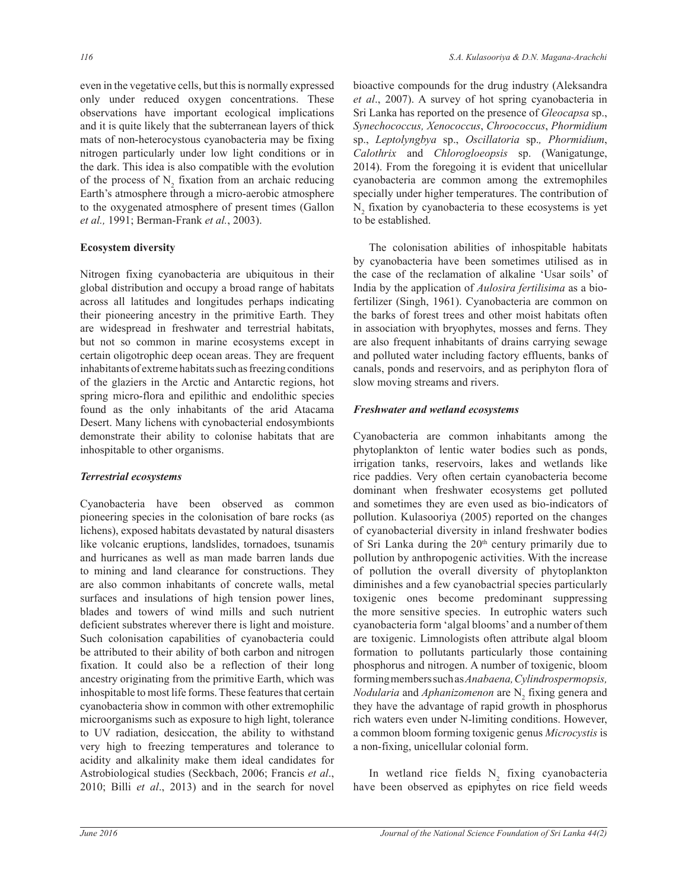even in the vegetative cells, but this is normally expressed only under reduced oxygen concentrations. These observations have important ecological implications and it is quite likely that the subterranean layers of thick mats of non-heterocystous cyanobacteria may be fixing nitrogen particularly under low light conditions or in the dark. This idea is also compatible with the evolution of the process of $N_2$ fixation from an archaic reducing Earth's atmosphere through a micro-aerobic atmosphere to the oxygenated atmosphere of present times (Gallon *et al.,* 1991; Berman-Frank *et al.*, 2003).

## Ecosystem diversity

Nitrogen fixing cyanobacteria are ubiquitous in their global distribution and occupy a broad range of habitats across all latitudes and longitudes perhaps indicating their pioneering ancestry in the primitive Earth. They are widespread in freshwater and terrestrial habitats, but not so common in marine ecosystems except in certain oligotrophic deep ocean areas. They are frequent inhabitants of extreme habitats such as freezing conditions of the glaziers in the Arctic and Antarctic regions, hot spring micro-flora and epilithic and endolithic species found as the only inhabitants of the arid Atacama Desert. Many lichens with cynobacterial endosymbionts demonstrate their ability to colonise habitats that are inhospitable to other organisms.

### *Terrestrial ecosystems*

Cyanobacteria have been observed as common pioneering species in the colonisation of bare rocks (as lichens), exposed habitats devastated by natural disasters like volcanic eruptions, landslides, tornadoes, tsunamis and hurricanes as well as man made barren lands due to mining and land clearance for constructions. They are also common inhabitants of concrete walls, metal surfaces and insulations of high tension power lines, blades and towers of wind mills and such nutrient deficient substrates wherever there is light and moisture. Such colonisation capabilities of cyanobacteria could be attributed to their ability of both carbon and nitrogen fixation. It could also be a reflection of their long ancestry originating from the primitive Earth, which was inhospitable to most life forms. These features that certain cyanobacteria show in common with other extremophilic microorganisms such as exposure to high light, tolerance to UV radiation, desiccation, the ability to withstand very high to freezing temperatures and tolerance to acidity and alkalinity make them ideal candidates for Astrobiological studies (Seckbach, 2006; Francis *et al*., 2010; Billi *et al*., 2013) and in the search for novel bioactive compounds for the drug industry (Aleksandra *et al*., 2007). A survey of hot spring cyanobacteria in Sri Lanka has reported on the presence of *Gleocapsa* sp., *Synechococcus, Xenococcus*, *Chroococcus*, *Phormidium* sp., *Leptolyngbya* sp., *Oscillatoria* sp.*, Phormidium*, *Calothrix* and *Chlorogloeopsis* sp. (Wanigatunge, 2014). From the foregoing it is evident that unicellular cyanobacteria are common among the extremophiles specially under higher temperatures. The contribution of $N_2$ fixation by cyanobacteria to these ecosystems is yet to be established.

The colonisation abilities of inhospitable habitats by cyanobacteria have been sometimes utilised as in the case of the reclamation of alkaline 'Usar soils' of India by the application of *Aulosira fertilisima* as a bio-fertilizer (Singh, 1961). Cyanobacteria are common on the barks of forest trees and other moist habitats often in association with bryophytes, mosses and ferns. They are also frequent inhabitants of drains carrying sewage and polluted water including factory effluents, banks of canals, ponds and reservoirs, and as periphyton flora of slow moving streams and rivers.

### *Freshwater and wetland ecosystems*

Cyanobacteria are common inhabitants among the phytoplankton of lentic water bodies such as ponds, irrigation tanks, reservoirs, lakes and wetlands like rice paddies. Very often certain cyanobacteria become dominant when freshwater ecosystems get polluted and sometimes they are even used as bio-indicators of pollution. Kulasooriya (2005) reported on the changes of cyanobacterial diversity in inland freshwater bodies of Sri Lanka during the 20th century primarily due to pollution by anthropogenic activities. With the increase of pollution the overall diversity of phytoplankton diminishes and a few cyanobactrial species particularly toxigenic ones become predominant suppressing the more sensitive species. In eutrophic waters such cyanobacteria form 'algal blooms' and a number of them are toxigenic. Limnologists often attribute algal bloom formation to pollutants particularly those containing phosphorus and nitrogen. A number of toxigenic, bloom forming members such as *Anabaena, Cylindrospermopsis, Nodularia* and *Aphanizomenon* are $N_2$ fixing genera and they have the advantage of rapid growth in phosphorus rich waters even under N-limiting conditions. However, a common bloom forming toxigenic genus *Microcystis* is a non-fixing, unicellular colonial form.

In wetland rice fields $N_2$ fixing cyanobacteria have been observed as epiphytes on rice field weeds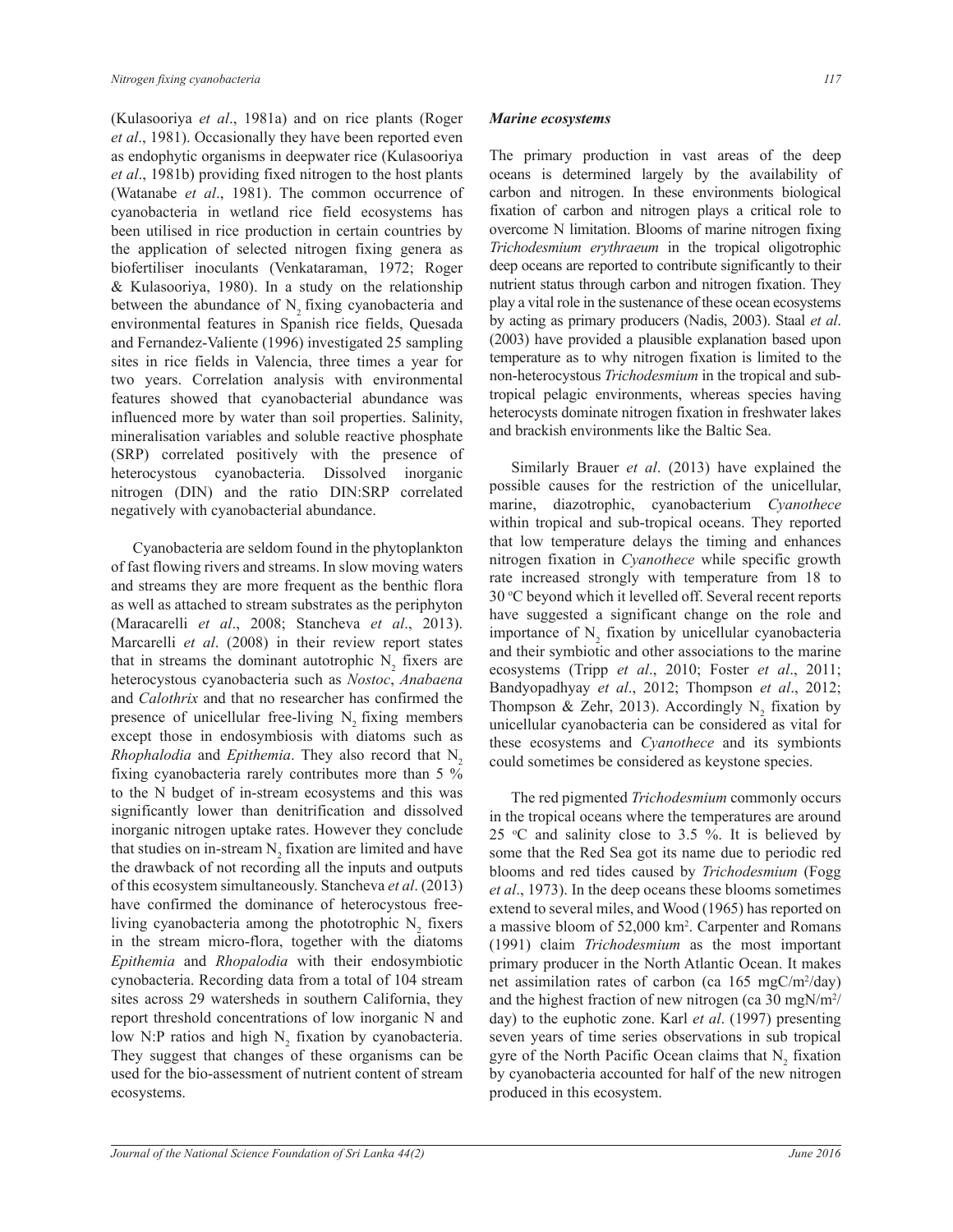(Kulasooriya *et al*., 1981a) and on rice plants (Roger *et al*., 1981). Occasionally they have been reported even as endophytic organisms in deepwater rice (Kulasooriya *et al*., 1981b) providing fixed nitrogen to the host plants (Watanabe *et al*., 1981). The common occurrence of cyanobacteria in wetland rice field ecosystems has been utilised in rice production in certain countries by the application of selected nitrogen fixing genera as biofertiliser inoculants (Venkataraman, 1972; Roger & Kulasooriya, 1980). In a study on the relationship between the abundance of $N_2$ fixing cyanobacteria and environmental features in Spanish rice fields, Quesada and Fernandez-Valiente (1996) investigated 25 sampling sites in rice fields in Valencia, three times a year for two years. Correlation analysis with environmental features showed that cyanobacterial abundance was influenced more by water than soil properties. Salinity, mineralisation variables and soluble reactive phosphate (SRP) correlated positively with the presence of heterocystous cyanobacteria. Dissolved inorganic nitrogen (DIN) and the ratio DIN:SRP correlated negatively with cyanobacterial abundance.

Cyanobacteria are seldom found in the phytoplankton of fast flowing rivers and streams. In slow moving waters and streams they are more frequent as the benthic flora as well as attached to stream substrates as the periphyton (Maracarelli *et al*., 2008; Stancheva *et al*., 2013). Marcarelli *et al*. (2008) in their review report states that in streams the dominant autotrophic $N_2$ fixers are heterocystous cyanobacteria such as *Nostoc*, *Anabaena* and *Calothrix* and that no researcher has confirmed the presence of unicellular free-living $N_2$ fixing members except those in endosymbiosis with diatoms such as *Rhophalodia* and *Epithemia*. They also record that $N_2$ fixing cyanobacteria rarely contributes more than 5 % to the N budget of in-stream ecosystems and this was significantly lower than denitrification and dissolved inorganic nitrogen uptake rates. However they conclude that studies on in-stream $N_2$ fixation are limited and have the drawback of not recording all the inputs and outputs of this ecosystem simultaneously. Stancheva *et al*. (2013) have confirmed the dominance of heterocystous free-living cyanobacteria among the phototrophic $N_2$ fixers in the stream micro-flora, together with the diatoms *Epithemia* and *Rhopalodia* with their endosymbiotic cynobacteria. Recording data from a total of 104 stream sites across 29 watersheds in southern California, they report threshold concentrations of low inorganic N and low N:P ratios and high $N_2$ fixation by cyanobacteria. They suggest that changes of these organisms can be used for the bio-assessment of nutrient content of stream ecosystems.

### *Marine ecosystems*

The primary production in vast areas of the deep oceans is determined largely by the availability of carbon and nitrogen. In these environments biological fixation of carbon and nitrogen plays a critical role to overcome N limitation. Blooms of marine nitrogen fixing *Trichodesmium erythraeum* in the tropical oligotrophic deep oceans are reported to contribute significantly to their nutrient status through carbon and nitrogen fixation. They play a vital role in the sustenance of these ocean ecosystems by acting as primary producers (Nadis, 2003). Staal *et al*. (2003) have provided a plausible explanation based upon temperature as to why nitrogen fixation is limited to the non-heterocystous *Trichodesmium* in the tropical and sub-tropical pelagic environments, whereas species having heterocysts dominate nitrogen fixation in freshwater lakes and brackish environments like the Baltic Sea.

Similarly Brauer *et al*. (2013) have explained the possible causes for the restriction of the unicellular, marine, diazotrophic, cyanobacterium *Cyanothece* within tropical and sub-tropical oceans. They reported that low temperature delays the timing and enhances nitrogen fixation in *Cyanothece* while specific growth rate increased strongly with temperature from 18 to 30 °C beyond which it levelled off. Several recent reports have suggested a significant change on the role and importance of $N_2$ fixation by unicellular cyanobacteria and their symbiotic and other associations to the marine ecosystems (Tripp *et al*., 2010; Foster *et al*., 2011; Bandyopadhyay *et al*., 2012; Thompson *et al*., 2012; Thompson & Zehr, 2013). Accordingly $N_2$ fixation by unicellular cyanobacteria can be considered as vital for these ecosystems and *Cyanothece* and its symbionts could sometimes be considered as keystone species.

The red pigmented *Trichodesmium* commonly occurs in the tropical oceans where the temperatures are around 25 °C and salinity close to 3.5 %. It is believed by some that the Red Sea got its name due to periodic red blooms and red tides caused by *Trichodesmium* (Fogg *et al*., 1973). In the deep oceans these blooms sometimes extend to several miles, and Wood (1965) has reported on a massive bloom of 52,000 km$^2$. Carpenter and Romans (1991) claim *Trichodesmium* as the most important primary producer in the North Atlantic Ocean. It makes net assimilation rates of carbon (ca 165 mgC/m$^2$/day) and the highest fraction of new nitrogen (ca 30 mgN/m$^2$/day) to the euphotic zone. Karl *et al*. (1997) presenting seven years of time series observations in sub tropical gyre of the North Pacific Ocean claims that $N_2$ fixation by cyanobacteria accounted for half of the new nitrogen produced in this ecosystem.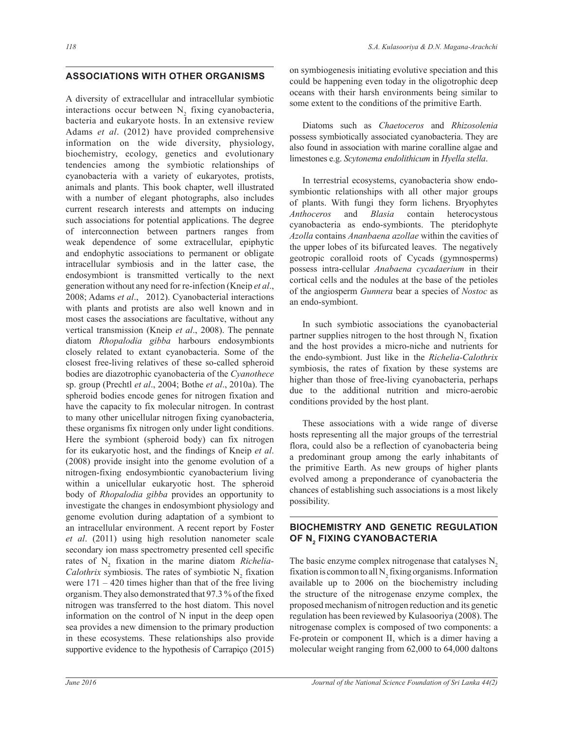## ASSOCIATIONS WITH OTHER ORGANISMS

A diversity of extracellular and intracellular symbiotic interactions occur between $N_2$ fixing cyanobacteria, bacteria and eukaryote hosts. In an extensive review Adams *et al*. (2012) have provided comprehensive information on the wide diversity, physiology, biochemistry, ecology, genetics and evolutionary tendencies among the symbiotic relationships of cyanobacteria with a variety of eukaryotes, protists, animals and plants. This book chapter, well illustrated with a number of elegant photographs, also includes current research interests and attempts on inducing such associations for potential applications. The degree of interconnection between partners ranges from weak dependence of some extracellular, epiphytic and endophytic associations to permanent or obligate intracellular symbiosis and in the latter case, the endosymbiont is transmitted vertically to the next generation without any need for re-infection (Kneip *et al*., 2008; Adams *et al*., 2012). Cyanobacterial interactions with plants and protists are also well known and in most cases the associations are facultative, without any vertical transmission (Kneip *et al*., 2008). The pennate diatom *Rhopalodia gibba* harbours endosymbionts closely related to extant cyanobacteria. Some of the closest free-living relatives of these so-called spheroid bodies are diazotrophic cyanobacteria of the *Cyanothece* sp. group (Prechtl *et al*., 2004; Bothe *et al*., 2010a). The spheroid bodies encode genes for nitrogen fixation and have the capacity to fix molecular nitrogen. In contrast to many other unicellular nitrogen fixing cyanobacteria, these organisms fix nitrogen only under light conditions. Here the symbiont (spheroid body) can fix nitrogen for its eukaryotic host, and the findings of Kneip *et al*. (2008) provide insight into the genome evolution of a nitrogen-fixing endosymbiontic cyanobacterium living within a unicellular eukaryotic host. The spheroid body of *Rhopalodia gibba* provides an opportunity to investigate the changes in endosymbiont physiology and genome evolution during adaptation of a symbiont to an intracellular environment. A recent report by Foster *et al*. (2011) using high resolution nanometer scale secondary ion mass spectrometry presented cell specific rates of $N_2$ fixation in the marine diatom *Richelia-Calothrix* symbiosis. The rates of symbiotic $N_2$ fixation were 171 – 420 times higher than that of the free living organism. They also demonstrated that 97.3 % of the fixed nitrogen was transferred to the host diatom. This novel information on the control of N input in the deep open sea provides a new dimension to the primary production in these ecosystems. These relationships also provide supportive evidence to the hypothesis of Carrapiço (2015) on symbiogenesis initiating evolutive speciation and this could be happening even today in the oligotrophic deep oceans with their harsh environments being similar to some extent to the conditions of the primitive Earth.

Diatoms such as *Chaetoceros* and *Rhizosolenia* possess symbiotically associated cyanobacteria. They are also found in association with marine coralline algae and limestones e.g. *Scytonema endolithicum* in *Hyella stella*.

In terrestrial ecosystems, cyanobacteria show endo-symbiontic relationships with all other major groups of plants. With fungi they form lichens. Bryophytes *Anthoceros* and *Blasia* contain heterocystous cyanobacteria as endo-symbionts. The pteridophyte *Azolla* contains *Ananbaena azollae* within the cavities of the upper lobes of its bifurcated leaves. The negatively geotropic coralloid roots of Cycads (gymnosperms) possess intra-cellular *Anabaena cycadaerium* in their cortical cells and the nodules at the base of the petioles of the angiosperm *Gunnera* bear a species of *Nostoc* as an endo-symbiont.

In such symbiotic associations the cyanobacterial partner supplies nitrogen to the host through $N_2$ fixation and the host provides a micro-niche and nutrients for the endo-symbiont. Just like in the *Richelia-Calothrix* symbiosis, the rates of fixation by these systems are higher than those of free-living cyanobacteria, perhaps due to the additional nutrition and micro-aerobic conditions provided by the host plant.

These associations with a wide range of diverse hosts representing all the major groups of the terrestrial flora, could also be a reflection of cyanobacteria being a predominant group among the early inhabitants of the primitive Earth. As new groups of higher plants evolved among a preponderance of cyanobacteria the chances of establishing such associations is a most likely possibility.

## BIOCHEMISTRY AND GENETIC REGULATION OF $N_2$ FIXING CYANOBACTERIA

The basic enzyme complex nitrogenase that catalyses $N_2$ fixation is common to all $N_2$ fixing organisms. Information available up to 2006 on the biochemistry including the structure of the nitrogenase enzyme complex, the proposed mechanism of nitrogen reduction and its genetic regulation has been reviewed by Kulasooriya (2008). The nitrogenase complex is composed of two components: a Fe-protein or component II, which is a dimer having a molecular weight ranging from 62,000 to 64,000 daltons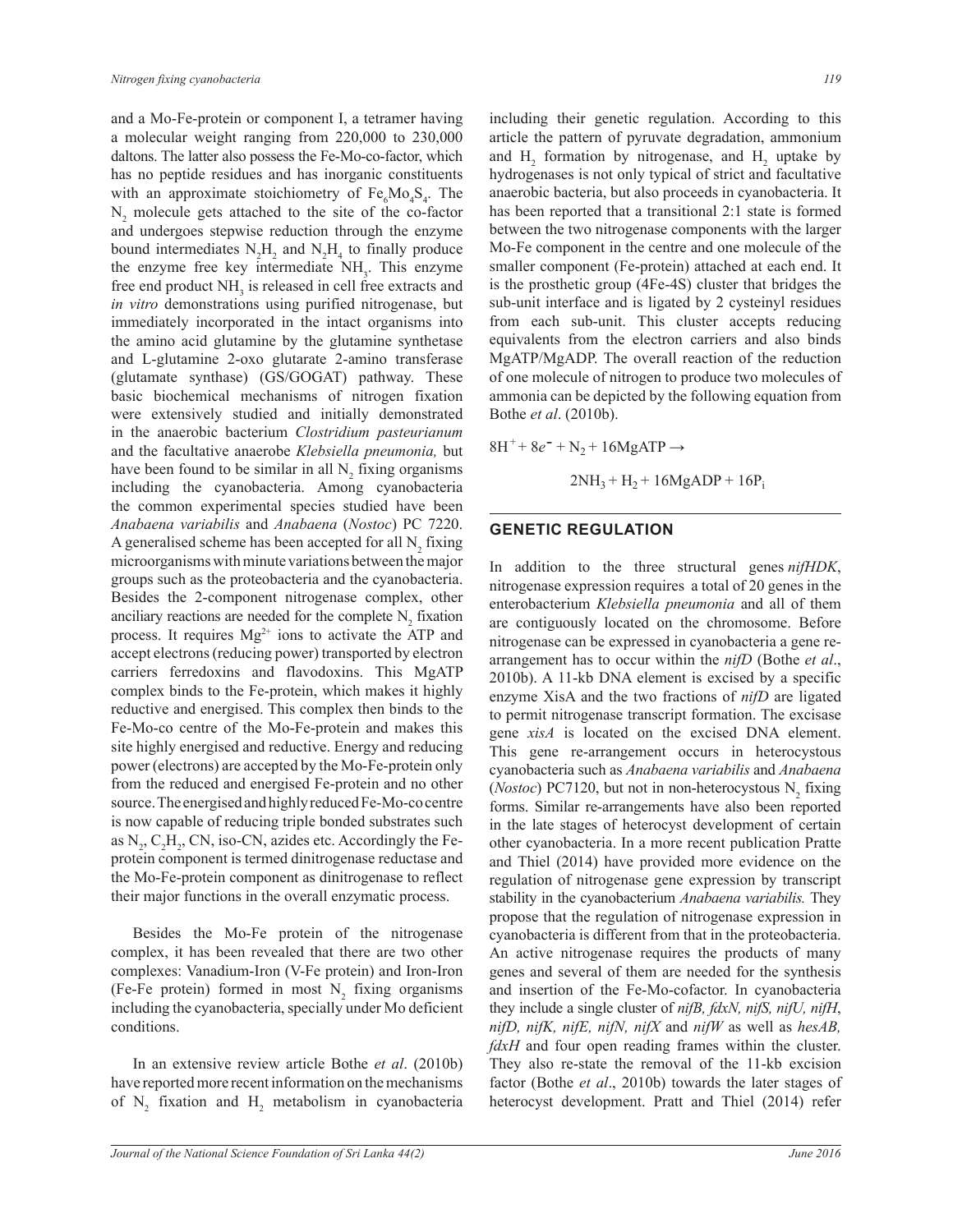and a Mo-Fe-protein or component I, a tetramer having a molecular weight ranging from 220,000 to 230,000 daltons. The latter also possess the Fe-Mo-co-factor, which has no peptide residues and has inorganic constituents with an approximate stoichiometry of $Fe_6Mo_4S_4$. The $N_2$ molecule gets attached to the site of the co-factor and undergoes stepwise reduction through the enzyme bound intermediates $N_2H_2$ and $N_2H_4$ to finally produce the enzyme free key intermediate $NH_3$. This enzyme free end product $NH_3$ is released in cell free extracts and *in vitro* demonstrations using purified nitrogenase, but immediately incorporated in the intact organisms into the amino acid glutamine by the glutamine synthetase and L-glutamine 2-oxo glutarate 2-amino transferase (glutamate synthase) (GS/GOGAT) pathway. These basic biochemical mechanisms of nitrogen fixation were extensively studied and initially demonstrated in the anaerobic bacterium *Clostridium pasteurianum* and the facultative anaerobe *Klebsiella pneumonia,* but have been found to be similar in all $N_2$ fixing organisms including the cyanobacteria. Among cyanobacteria the common experimental species studied have been *Anabaena variabilis* and *Anabaena* (*Nostoc*) PC 7220. A generalised scheme has been accepted for all $N_2$ fixing microorganisms with minute variations between the major groups such as the proteobacteria and the cyanobacteria. Besides the 2-component nitrogenase complex, other anciliary reactions are needed for the complete $N_2$ fixation process. It requires $Mg^{2+}$ ions to activate the ATP and accept electrons (reducing power) transported by electron carriers ferredoxins and flavodoxins. This MgATP complex binds to the Fe-protein, which makes it highly reductive and energised. This complex then binds to the Fe-Mo-co centre of the Mo-Fe-protein and makes this site highly energised and reductive. Energy and reducing power (electrons) are accepted by the Mo-Fe-protein only from the reduced and energised Fe-protein and no other source. The energised and highly reduced Fe-Mo-co centre is now capable of reducing triple bonded substrates such as $N_2$, $C_2H_2$, CN, iso-CN, azides etc. Accordingly the Fe-protein component is termed dinitrogenase reductase and the Mo-Fe-protein component as dinitrogenase to reflect their major functions in the overall enzymatic process.

Besides the Mo-Fe protein of the nitrogenase complex, it has been revealed that there are two other complexes: Vanadium-Iron (V-Fe protein) and Iron-Iron (Fe-Fe protein) formed in most $N_2$ fixing organisms including the cyanobacteria, specially under Mo deficient conditions.

In an extensive review article Bothe *et al*. (2010b) have reported more recent information on the mechanisms of $N_2$ fixation and $H_2$ metabolism in cyanobacteria including their genetic regulation. According to this article the pattern of pyruvate degradation, ammonium and $H_2$ formation by nitrogenase, and $H_2$ uptake by hydrogenases is not only typical of strict and facultative anaerobic bacteria, but also proceeds in cyanobacteria. It has been reported that a transitional 2:1 state is formed between the two nitrogenase components with the larger Mo-Fe component in the centre and one molecule of the smaller component (Fe-protein) attached at each end. It is the prosthetic group (4Fe-4S) cluster that bridges the sub-unit interface and is ligated by 2 cysteinyl residues from each sub-unit. This cluster accepts reducing equivalents from the electron carriers and also binds MgATP/MgADP. The overall reaction of the reduction of one molecule of nitrogen to produce two molecules of ammonia can be depicted by the following equation from Bothe *et al*. (2010b).

$$8H^+ + 8e^- + N_2 + 16MgATP \rightarrow 2NH_3 + H_2 + 16MgADP + 16P_i$$

## GENETIC REGULATION

In addition to the three structural genes *nifHDK*, nitrogenase expression requires a total of 20 genes in the enterobacterium *Klebsiella pneumonia* and all of them are contiguously located on the chromosome. Before nitrogenase can be expressed in cyanobacteria a gene re-arrangement has to occur within the *nifD* (Bothe *et al*., 2010b). A 11-kb DNA element is excised by a specific enzyme XisA and the two fractions of *nifD* are ligated to permit nitrogenase transcript formation. The excisase gene *xisA* is located on the excised DNA element. This gene re-arrangement occurs in heterocystous cyanobacteria such as *Anabaena variabilis* and *Anabaena* (*Nostoc*) PC7120, but not in non-heterocystous $N_2$ fixing forms. Similar re-arrangements have also been reported in the late stages of heterocyst development of certain other cyanobacteria. In a more recent publication Pratte and Thiel (2014) have provided more evidence on the regulation of nitrogenase gene expression by transcript stability in the cyanobacterium *Anabaena variabilis.* They propose that the regulation of nitrogenase expression in cyanobacteria is different from that in the proteobacteria. An active nitrogenase requires the products of many genes and several of them are needed for the synthesis and insertion of the Fe-Mo-cofactor. In cyanobacteria they include a single cluster of *nifB, fdxN, nifS, nifU, nifH*, *nifD, nifK, nifE, nifN, nifX* and *nifW* as well as *hesAB, fdxH* and four open reading frames within the cluster. They also re-state the removal of the 11-kb excision factor (Bothe *et al*., 2010b) towards the later stages of heterocyst development. Pratt and Thiel (2014) refer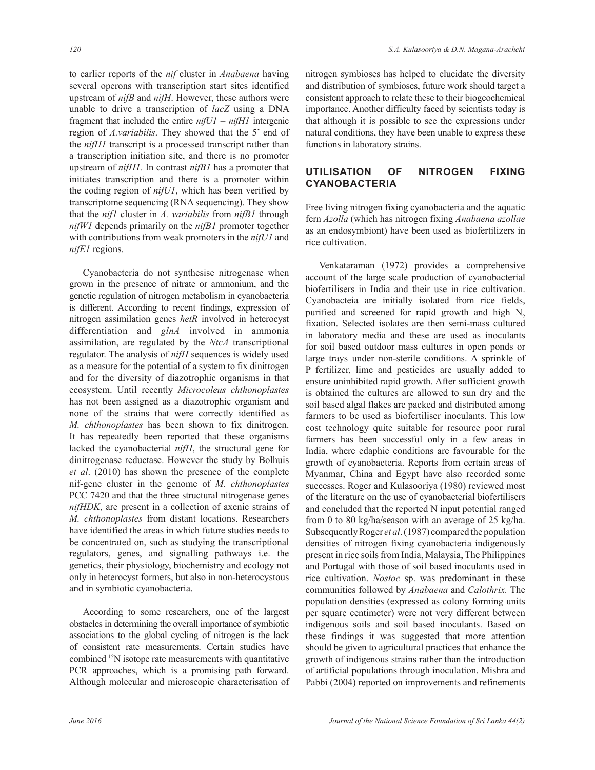to earlier reports of the *nif* cluster in *Anabaena* having several operons with transcription start sites identified upstream of *nifB* and *nifH*. However, these authors were unable to drive a transcription of *lacZ* using a DNA fragment that included the entire *nifU1* – *nifH1* intergenic region of *A.variabilis*. They showed that the 5' end of the *nifH1* transcript is a processed transcript rather than a transcription initiation site, and there is no promoter upstream of *nifH1*. In contrast *nifB1* has a promoter that initiates transcription and there is a promoter within the coding region of *nifU1*, which has been verified by transcriptome sequencing (RNA sequencing). They show that the *nif1* cluster in *A. variabilis* from *nifB1* through *nifW1* depends primarily on the *nifB1* promoter together with contributions from weak promoters in the *nifU1* and *nifE1* regions.

Cyanobacteria do not synthesise nitrogenase when grown in the presence of nitrate or ammonium, and the genetic regulation of nitrogen metabolism in cyanobacteria is different. According to recent findings, expression of nitrogen assimilation genes *hetR* involved in heterocyst differentiation and *glnA* involved in ammonia assimilation, are regulated by the *NtcA* transcriptional regulator. The analysis of *nifH* sequences is widely used as a measure for the potential of a system to fix dinitrogen and for the diversity of diazotrophic organisms in that ecosystem. Until recently *Microcoleus chthonoplastes* has not been assigned as a diazotrophic organism and none of the strains that were correctly identified as *M. chthonoplastes* has been shown to fix dinitrogen. It has repeatedly been reported that these organisms lacked the cyanobacterial *nifH*, the structural gene for dinitrogenase reductase. However the study by Bolhuis *et al*. (2010) has shown the presence of the complete nif-gene cluster in the genome of *M. chthonoplastes* PCC 7420 and that the three structural nitrogenase genes *nifHDK*, are present in a collection of axenic strains of *M. chthonoplastes* from distant locations. Researchers have identified the areas in which future studies needs to be concentrated on, such as studying the transcriptional regulators, genes, and signalling pathways i.e. the genetics, their physiology, biochemistry and ecology not only in heterocyst formers, but also in non-heterocystous and in symbiotic cyanobacteria.

According to some researchers, one of the largest obstacles in determining the overall importance of symbiotic associations to the global cycling of nitrogen is the lack of consistent rate measurements. Certain studies have combined $^{15}N$ isotope rate measurements with quantitative PCR approaches, which is a promising path forward. Although molecular and microscopic characterisation of nitrogen symbioses has helped to elucidate the diversity and distribution of symbioses, future work should target a consistent approach to relate these to their biogeochemical importance. Another difficulty faced by scientists today is that although it is possible to see the expressions under natural conditions, they have been unable to express these functions in laboratory strains.

## UTILISATION OF NITROGEN FIXING CYANOBACTERIA

Free living nitrogen fixing cyanobacteria and the aquatic fern *Azolla* (which has nitrogen fixing *Anabaena azollae* as an endosymbiont) have been used as biofertilizers in rice cultivation.

Venkataraman (1972) provides a comprehensive account of the large scale production of cyanobacterial biofertilisers in India and their use in rice cultivation. Cyanobacteia are initially isolated from rice fields, purified and screened for rapid growth and high $N_2$ fixation. Selected isolates are then semi-mass cultured in laboratory media and these are used as inoculants for soil based outdoor mass cultures in open ponds or large trays under non-sterile conditions. A sprinkle of P fertilizer, lime and pesticides are usually added to ensure uninhibited rapid growth. After sufficient growth is obtained the cultures are allowed to sun dry and the soil based algal flakes are packed and distributed among farmers to be used as biofertiliser inoculants. This low cost technology quite suitable for resource poor rural farmers has been successful only in a few areas in India, where edaphic conditions are favourable for the growth of cyanobacteria. Reports from certain areas of Myanmar, China and Egypt have also recorded some successes. Roger and Kulasooriya (1980) reviewed most of the literature on the use of cyanobacterial biofertilisers and concluded that the reported N input potential ranged from 0 to 80 kg/ha/season with an average of 25 kg/ha. Subsequently Roger *et al*. (1987) compared the population densities of nitrogen fixing cyanobacteria indigenously present in rice soils from India, Malaysia, The Philippines and Portugal with those of soil based inoculants used in rice cultivation. *Nostoc* sp. was predominant in these communities followed by *Anabaena* and *Calothrix.* The population densities (expressed as colony forming units per square centimeter) were not very different between indigenous soils and soil based inoculants. Based on these findings it was suggested that more attention should be given to agricultural practices that enhance the growth of indigenous strains rather than the introduction of artificial populations through inoculation. Mishra and Pabbi (2004) reported on improvements and refinements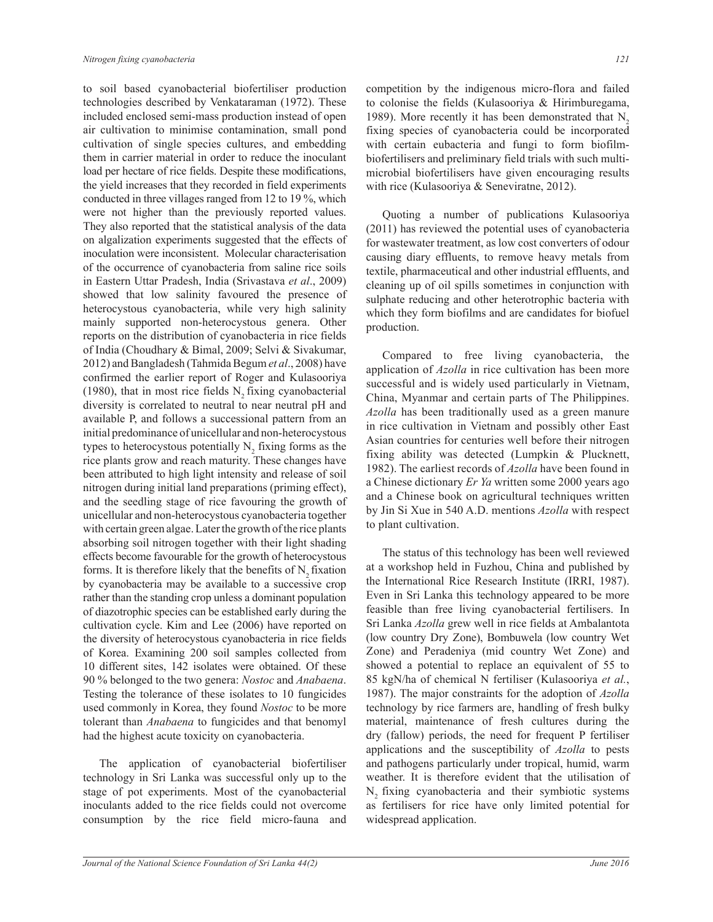to soil based cyanobacterial biofertiliser production technologies described by Venkataraman (1972). These included enclosed semi-mass production instead of open air cultivation to minimise contamination, small pond cultivation of single species cultures, and embedding them in carrier material in order to reduce the inoculant load per hectare of rice fields. Despite these modifications, the yield increases that they recorded in field experiments conducted in three villages ranged from 12 to 19 %, which were not higher than the previously reported values. They also reported that the statistical analysis of the data on algalization experiments suggested that the effects of inoculation were inconsistent. Molecular characterisation of the occurrence of cyanobacteria from saline rice soils in Eastern Uttar Pradesh, India (Srivastava *et al*., 2009) showed that low salinity favoured the presence of heterocystous cyanobacteria, while very high salinity mainly supported non-heterocystous genera. Other reports on the distribution of cyanobacteria in rice fields of India (Choudhary & Bimal, 2009; Selvi & Sivakumar, 2012) and Bangladesh (Tahmida Begum *et al*., 2008) have confirmed the earlier report of Roger and Kulasooriya (1980), that in most rice fields $N_2$ fixing cyanobacterial diversity is correlated to neutral to near neutral pH and available P, and follows a successional pattern from an initial predominance of unicellular and non-heterocystous types to heterocystous potentially $N_2$ fixing forms as the rice plants grow and reach maturity. These changes have been attributed to high light intensity and release of soil nitrogen during initial land preparations (priming effect), and the seedling stage of rice favouring the growth of unicellular and non-heterocystous cyanobacteria together with certain green algae. Later the growth of the rice plants absorbing soil nitrogen together with their light shading effects become favourable for the growth of heterocystous forms. It is therefore likely that the benefits of $N_2$ fixation by cyanobacteria may be available to a successive crop rather than the standing crop unless a dominant population of diazotrophic species can be established early during the cultivation cycle. Kim and Lee (2006) have reported on the diversity of heterocystous cyanobacteria in rice fields of Korea. Examining 200 soil samples collected from 10 different sites, 142 isolates were obtained. Of these 90 % belonged to the two genera: *Nostoc* and *Anabaena*. Testing the tolerance of these isolates to 10 fungicides used commonly in Korea, they found *Nostoc* to be more tolerant than *Anabaena* to fungicides and that benomyl had the highest acute toxicity on cyanobacteria.

The application of cyanobacterial biofertiliser technology in Sri Lanka was successful only up to the stage of pot experiments. Most of the cyanobacterial inoculants added to the rice fields could not overcome consumption by the rice field micro-fauna and competition by the indigenous micro-flora and failed to colonise the fields (Kulasooriya & Hirimburegama, 1989). More recently it has been demonstrated that $N_2$ fixing species of cyanobacteria could be incorporated with certain eubacteria and fungi to form biofilm-biofertilisers and preliminary field trials with such multi-microbial biofertilisers have given encouraging results with rice (Kulasooriya & Seneviratne, 2012).

Quoting a number of publications Kulasooriya (2011) has reviewed the potential uses of cyanobacteria for wastewater treatment, as low cost converters of odour causing diary effluents, to remove heavy metals from textile, pharmaceutical and other industrial effluents, and cleaning up of oil spills sometimes in conjunction with sulphate reducing and other heterotrophic bacteria with which they form biofilms and are candidates for biofuel production.

Compared to free living cyanobacteria, the application of *Azolla* in rice cultivation has been more successful and is widely used particularly in Vietnam, China, Myanmar and certain parts of The Philippines. *Azolla* has been traditionally used as a green manure in rice cultivation in Vietnam and possibly other East Asian countries for centuries well before their nitrogen fixing ability was detected (Lumpkin & Plucknett, 1982). The earliest records of *Azolla* have been found in a Chinese dictionary *Er Ya* written some 2000 years ago and a Chinese book on agricultural techniques written by Jin Si Xue in 540 A.D. mentions *Azolla* with respect to plant cultivation.

The status of this technology has been well reviewed at a workshop held in Fuzhou, China and published by the International Rice Research Institute (IRRI, 1987). Even in Sri Lanka this technology appeared to be more feasible than free living cyanobacterial fertilisers. In Sri Lanka *Azolla* grew well in rice fields at Ambalantota (low country Dry Zone), Bombuwela (low country Wet Zone) and Peradeniya (mid country Wet Zone) and showed a potential to replace an equivalent of 55 to 85 kgN/ha of chemical N fertiliser (Kulasooriya *et al.*, 1987). The major constraints for the adoption of *Azolla* technology by rice farmers are, handling of fresh bulky material, maintenance of fresh cultures during the dry (fallow) periods, the need for frequent P fertiliser applications and the susceptibility of *Azolla* to pests and pathogens particularly under tropical, humid, warm weather. It is therefore evident that the utilisation of $N_2$ fixing cyanobacteria and their symbiotic systems as fertilisers for rice have only limited potential for widespread application.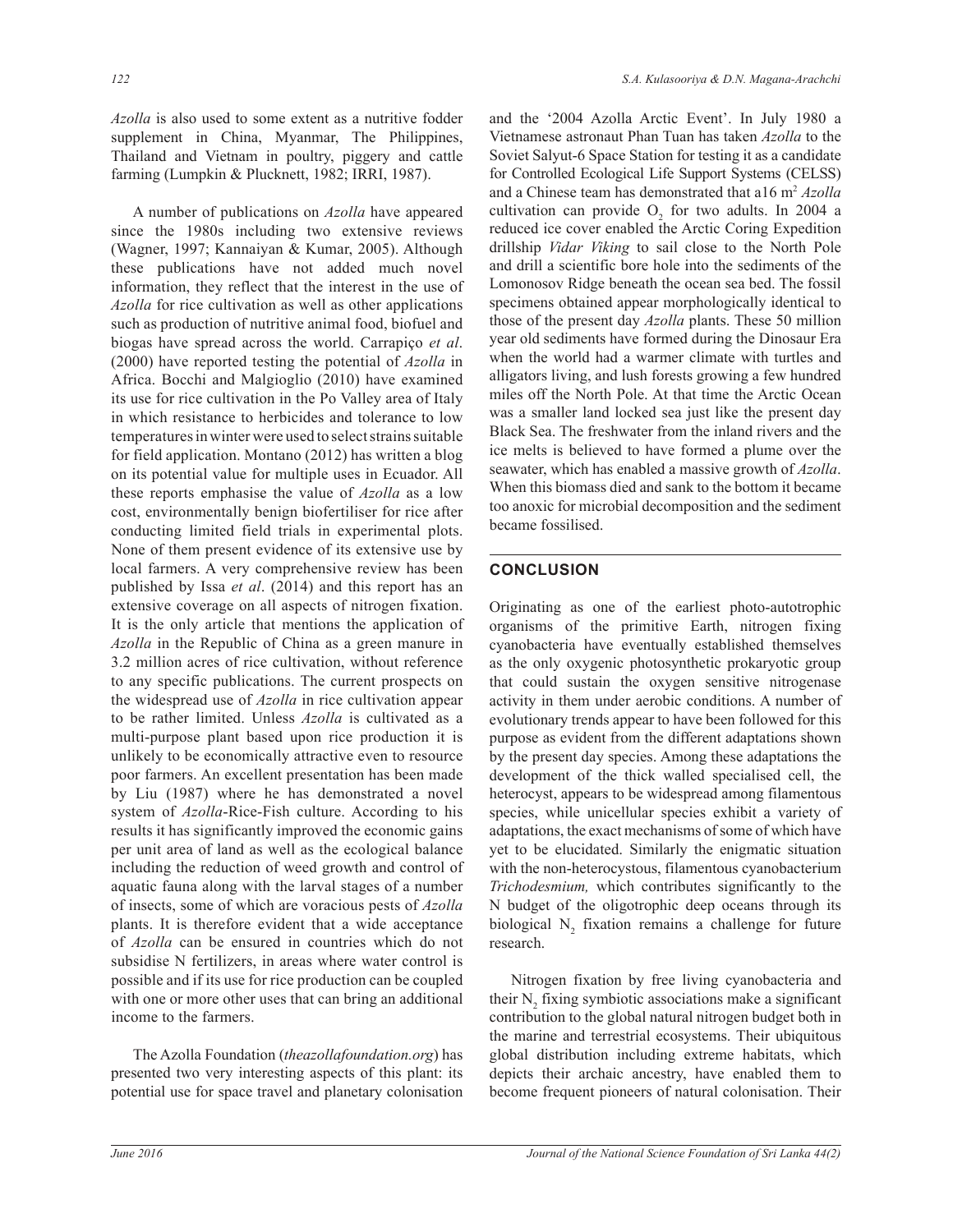*Azolla* is also used to some extent as a nutritive fodder supplement in China, Myanmar, The Philippines, Thailand and Vietnam in poultry, piggery and cattle farming (Lumpkin & Plucknett, 1982; IRRI, 1987).

A number of publications on *Azolla* have appeared since the 1980s including two extensive reviews (Wagner, 1997; Kannaiyan & Kumar, 2005). Although these publications have not added much novel information, they reflect that the interest in the use of *Azolla* for rice cultivation as well as other applications such as production of nutritive animal food, biofuel and biogas have spread across the world. Carrapiço *et al*. (2000) have reported testing the potential of *Azolla* in Africa. Bocchi and Malgioglio (2010) have examined its use for rice cultivation in the Po Valley area of Italy in which resistance to herbicides and tolerance to low temperatures in winter were used to select strains suitable for field application. Montano (2012) has written a blog on its potential value for multiple uses in Ecuador. All these reports emphasise the value of *Azolla* as a low cost, environmentally benign biofertiliser for rice after conducting limited field trials in experimental plots. None of them present evidence of its extensive use by local farmers. A very comprehensive review has been published by Issa *et al*. (2014) and this report has an extensive coverage on all aspects of nitrogen fixation. It is the only article that mentions the application of *Azolla* in the Republic of China as a green manure in 3.2 million acres of rice cultivation, without reference to any specific publications. The current prospects on the widespread use of *Azolla* in rice cultivation appear to be rather limited. Unless *Azolla* is cultivated as a multi-purpose plant based upon rice production it is unlikely to be economically attractive even to resource poor farmers. An excellent presentation has been made by Liu (1987) where he has demonstrated a novel system of *Azolla*-Rice-Fish culture. According to his results it has significantly improved the economic gains per unit area of land as well as the ecological balance including the reduction of weed growth and control of aquatic fauna along with the larval stages of a number of insects, some of which are voracious pests of *Azolla* plants. It is therefore evident that a wide acceptance of *Azolla* can be ensured in countries which do not subsidise N fertilizers, in areas where water control is possible and if its use for rice production can be coupled with one or more other uses that can bring an additional income to the farmers.

The Azolla Foundation (*theazollafoundation.org*) has presented two very interesting aspects of this plant: its potential use for space travel and planetary colonisation and the '2004 Azolla Arctic Event'. In July 1980 a Vietnamese astronaut Phan Tuan has taken *Azolla* to the Soviet Salyut-6 Space Station for testing it as a candidate for Controlled Ecological Life Support Systems (CELSS) and a Chinese team has demonstrated that a16 $m^2$ *Azolla* cultivation can provide $O_2$ for two adults. In 2004 a reduced ice cover enabled the Arctic Coring Expedition drillship *Vidar Viking* to sail close to the North Pole and drill a scientific bore hole into the sediments of the Lomonosov Ridge beneath the ocean sea bed. The fossil specimens obtained appear morphologically identical to those of the present day *Azolla* plants. These 50 million year old sediments have formed during the Dinosaur Era when the world had a warmer climate with turtles and alligators living, and lush forests growing a few hundred miles off the North Pole. At that time the Arctic Ocean was a smaller land locked sea just like the present day Black Sea. The freshwater from the inland rivers and the ice melts is believed to have formed a plume over the seawater, which has enabled a massive growth of *Azolla*. When this biomass died and sank to the bottom it became too anoxic for microbial decomposition and the sediment became fossilised.

## CONCLUSION

Originating as one of the earliest photo-autotrophic organisms of the primitive Earth, nitrogen fixing cyanobacteria have eventually established themselves as the only oxygenic photosynthetic prokaryotic group that could sustain the oxygen sensitive nitrogenase activity in them under aerobic conditions. A number of evolutionary trends appear to have been followed for this purpose as evident from the different adaptations shown by the present day species. Among these adaptations the development of the thick walled specialised cell, the heterocyst, appears to be widespread among filamentous species, while unicellular species exhibit a variety of adaptations, the exact mechanisms of some of which have yet to be elucidated. Similarly the enigmatic situation with the non-heterocystous, filamentous cyanobacterium *Trichodesmium,* which contributes significantly to the N budget of the oligotrophic deep oceans through its biological $N_2$ fixation remains a challenge for future research.

Nitrogen fixation by free living cyanobacteria and their $N_2$ fixing symbiotic associations make a significant contribution to the global natural nitrogen budget both in the marine and terrestrial ecosystems. Their ubiquitous global distribution including extreme habitats, which depicts their archaic ancestry, have enabled them to become frequent pioneers of natural colonisation. Their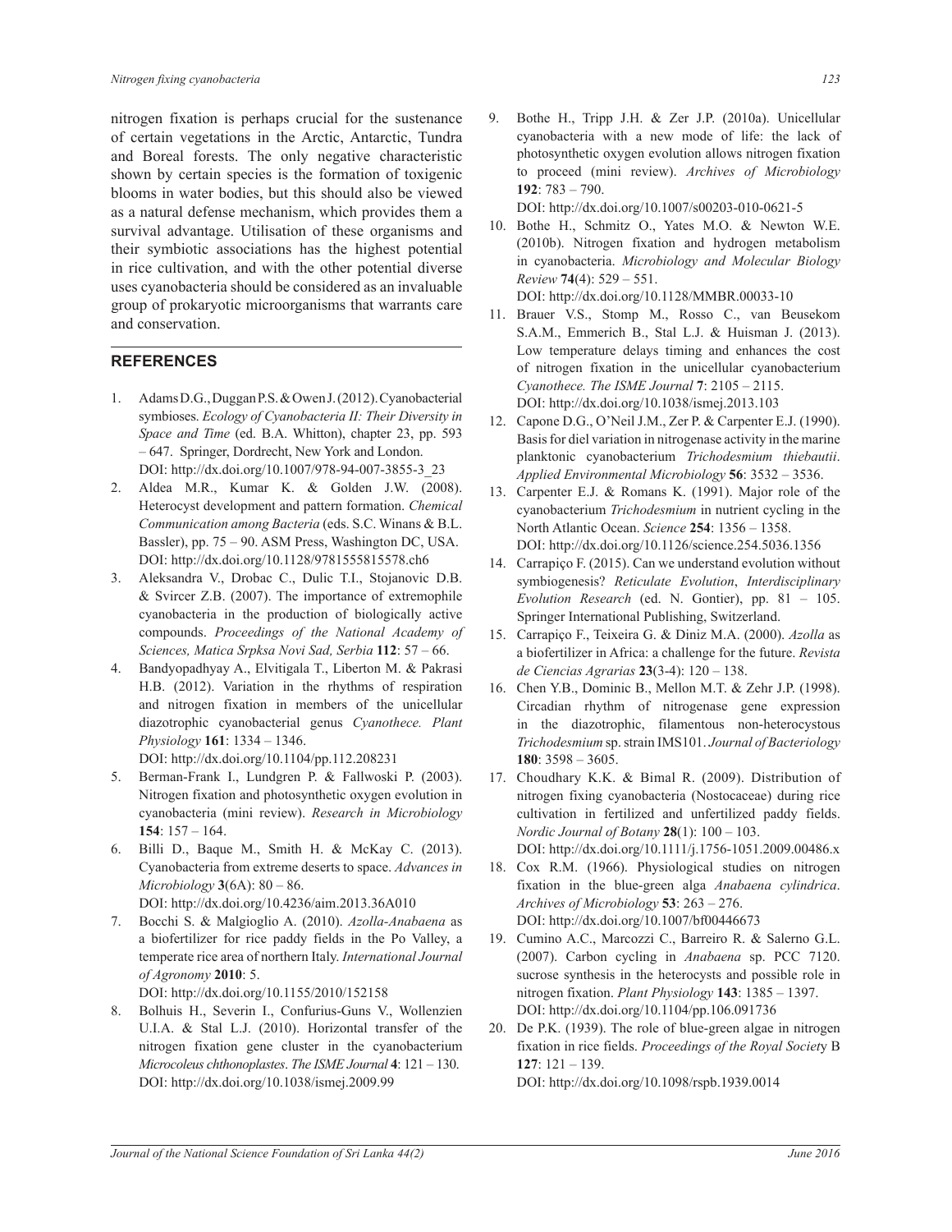nitrogen fixation is perhaps crucial for the sustenance of certain vegetations in the Arctic, Antarctic, Tundra and Boreal forests. The only negative characteristic shown by certain species is the formation of toxigenic blooms in water bodies, but this should also be viewed as a natural defense mechanism, which provides them a survival advantage. Utilisation of these organisms and their symbiotic associations has the highest potential in rice cultivation, and with the other potential diverse uses cyanobacteria should be considered as an invaluable group of prokaryotic microorganisms that warrants care and conservation.

## REFERENCES

1. Adams D.G., Duggan P.S. & Owen J. (2012). Cyanobacterial symbioses. *Ecology of Cyanobacteria II: Their Diversity in Space and Time* (ed. B.A. Whitton), chapter 23, pp. 593 – 647. Springer, Dordrecht, New York and London. DOI: http://dx.doi.org/10.1007/978-94-007-3855-3_23
2. Aldea M.R., Kumar K. & Golden J.W. (2008). Heterocyst development and pattern formation. *Chemical Communication among Bacteria* (eds. S.C. Winans & B.L. Bassler), pp. 75 – 90. ASM Press, Washington DC, USA. DOI: http://dx.doi.org/10.1128/9781555815578.ch6
3. Aleksandra V., Drobac C., Dulic T.I., Stojanovic D.B. & Svircer Z.B. (2007). The importance of extremophile cyanobacteria in the production of biologically active compounds. *Proceedings of the National Academy of Sciences, Matica Srpksa Novi Sad, Serbia* **112**: 57 – 66.
4. Bandyopadhyay A., Elvitigala T., Liberton M. & Pakrasi H.B. (2012). Variation in the rhythms of respiration and nitrogen fixation in members of the unicellular diazotrophic cyanobacterial genus *Cyanothece. Plant Physiology* **161**: 1334 – 1346. DOI: http://dx.doi.org/10.1104/pp.112.208231
5. Berman-Frank I., Lundgren P. & Fallwoski P. (2003). Nitrogen fixation and photosynthetic oxygen evolution in cyanobacteria (mini review). *Research in Microbiology* **154**: 157 – 164.
6. Billi D., Baque M., Smith H. & McKay C. (2013). Cyanobacteria from extreme deserts to space. *Advances in Microbiology* **3**(6A): 80 – 86. DOI: http://dx.doi.org/10.4236/aim.2013.36A010
7. Bocchi S. & Malgioglio A. (2010). *Azolla-Anabaena* as a biofertilizer for rice paddy fields in the Po Valley, a temperate rice area of northern Italy. *International Journal of Agronomy* **2010**: 5. DOI: http://dx.doi.org/10.1155/2010/152158
8. Bolhuis H., Severin I., Confurius-Guns V., Wollenzien U.I.A. & Stal L.J. (2010). Horizontal transfer of the nitrogen fixation gene cluster in the cyanobacterium *Microcoleus chthonoplastes*. *The ISME Journal* **4**: 121 – 130. DOI: http://dx.doi.org/10.1038/ismej.2009.99
9. Bothe H., Tripp J.H. & Zer J.P. (2010a). Unicellular cyanobacteria with a new mode of life: the lack of photosynthetic oxygen evolution allows nitrogen fixation to proceed (mini review). *Archives of Microbiology* **192**: 783 – 790. DOI: http://dx.doi.org/10.1007/s00203-010-0621-5
10. Bothe H., Schmitz O., Yates M.O. & Newton W.E. (2010b). Nitrogen fixation and hydrogen metabolism in cyanobacteria. *Microbiology and Molecular Biology Review* **74**(4): 529 – 551. DOI: http://dx.doi.org/10.1128/MMBR.00033-10
11. Brauer V.S., Stomp M., Rosso C., van Beusekom S.A.M., Emmerich B., Stal L.J. & Huisman J. (2013). Low temperature delays timing and enhances the cost of nitrogen fixation in the unicellular cyanobacterium *Cyanothece. The ISME Journal* **7**: 2105 – 2115. DOI: http://dx.doi.org/10.1038/ismej.2013.103
12. Capone D.G., O'Neil J.M., Zer P. & Carpenter E.J. (1990). Basis for diel variation in nitrogenase activity in the marine planktonic cyanobacterium *Trichodesmium thiebautii*. *Applied Environmental Microbiology* **56**: 3532 – 3536.
13. Carpenter E.J. & Romans K. (1991). Major role of the cyanobacterium *Trichodesmium* in nutrient cycling in the North Atlantic Ocean. *Science* **254**: 1356 – 1358. DOI: http://dx.doi.org/10.1126/science.254.5036.1356
14. Carrapiço F. (2015). Can we understand evolution without symbiogenesis? *Reticulate Evolution*, *Interdisciplinary Evolution Research* (ed. N. Gontier), pp. 81 – 105. Springer International Publishing, Switzerland.
15. Carrapiço F., Teixeira G. & Diniz M.A. (2000). *Azolla* as a biofertilizer in Africa: a challenge for the future. *Revista de Ciencias Agrarias* **23**(3-4): 120 – 138.
16. Chen Y.B., Dominic B., Mellon M.T. & Zehr J.P. (1998). Circadian rhythm of nitrogenase gene expression in the diazotrophic, filamentous non-heterocystous *Trichodesmium* sp. strain IMS101. *Journal of Bacteriology* **180**: 3598 – 3605.
17. Choudhary K.K. & Bimal R. (2009). Distribution of nitrogen fixing cyanobacteria (Nostocaceae) during rice cultivation in fertilized and unfertilized paddy fields. *Nordic Journal of Botany* **28**(1): 100 – 103. DOI: http://dx.doi.org/10.1111/j.1756-1051.2009.00486.x
18. Cox R.M. (1966). Physiological studies on nitrogen fixation in the blue-green alga *Anabaena cylindrica*. *Archives of Microbiology* **53**: 263 – 276. DOI: http://dx.doi.org/10.1007/bf00446673
19. Cumino A.C., Marcozzi C., Barreiro R. & Salerno G.L. (2007). Carbon cycling in *Anabaena* sp. PCC 7120. sucrose synthesis in the heterocysts and possible role in nitrogen fixation. *Plant Physiology* **143**: 1385 – 1397. DOI: http://dx.doi.org/10.1104/pp.106.091736
20. De P.K. (1939). The role of blue-green algae in nitrogen fixation in rice fields. *Proceedings of the Royal Society* B **127**: 121 – 139. DOI: http://dx.doi.org/10.1098/rspb.1939.0014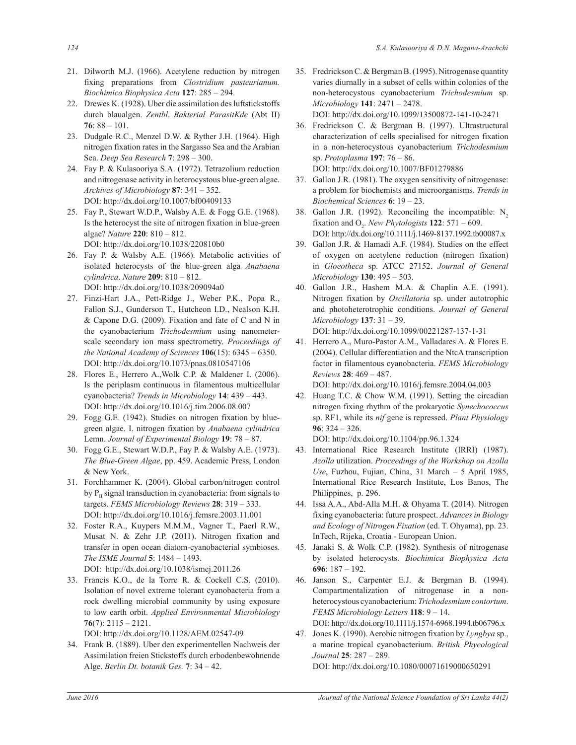21. Dilworth M.J. (1966). Acetylene reduction by nitrogen fixing preparations from *Clostridium pasteurianum. Biochimica Biophysica Acta* **127**: 285 – 294.
22. Drewes K. (1928). Uber die assimilation des luftstickstoffs durch blaualgen. *Zentbl*. *Bakterial ParasitKde* (Abt II) **76**: 88 – 101.
23. Dudgale R.C., Menzel D.W. & Ryther J.H. (1964). High nitrogen fixation rates in the Sargasso Sea and the Arabian Sea. *Deep Sea Research* **7**: 298 – 300.
24. Fay P. & Kulasooriya S.A. (1972). Tetrazolium reduction and nitrogenase activity in heterocystous blue-green algae. *Archives of Microbiology* **87**: 341 – 352. DOI: http://dx.doi.org/10.1007/bf00409133
25. Fay P., Stewart W.D.P., Walsby A.E. & Fogg G.E. (1968). Is the heterocyst the site of nitrogen fixation in blue-green algae? *Nature* **220**: 810 – 812. DOI: http://dx.doi.org/10.1038/220810b0
26. Fay P. & Walsby A.E. (1966). Metabolic activities of isolated heterocysts of the blue-green alga *Anabaena cylindrica*. *Nature* **209**: 810 – 812. DOI: http://dx.doi.org/10.1038/209094a0
27. Finzi-Hart J.A., Pett-Ridge J., Weber P.K., Popa R., Fallon S.J., Gunderson T., Hutcheon I.D., Nealson K.H. & Capone D.G. (2009). Fixation and fate of C and N in the cyanobacterium *Trichodesmium* using nanometer-scale secondary ion mass spectrometry. *Proceedings of the National Academy of Sciences* **106**(15): 6345 – 6350. DOI: http://dx.doi.org/10.1073/pnas.0810547106
28. Flores E., Herrero A.,Wolk C.P. & Maldener I. (2006). Is the periplasm continuous in filamentous multicellular cyanobacteria? *Trends in Microbiology* **14**: 439 – 443. DOI: http://dx.doi.org/10.1016/j.tim.2006.08.007
29. Fogg G.E. (1942). Studies on nitrogen fixation by blue-green algae. I. nitrogen fixation by *Anabaena cylindrica* Lemn. *Journal of Experimental Biology* **19**: 78 – 87.
30. Fogg G.E., Stewart W.D.P., Fay P. & Walsby A.E. (1973). *The Blue-Green Algae*, pp. 459. Academic Press, London & New York.
31. Forchhammer K. (2004). Global carbon/nitrogen control by $P_{II}$ signal transduction in cyanobacteria: from signals to targets. *FEMS Microbiology Reviews* **28**: 319 – 333. DOI: http://dx.doi.org/10.1016/j.femsre.2003.11.001
32. Foster R.A., Kuypers M.M.M., Vagner T., Paerl R.W., Musat N. & Zehr J.P. (2011). Nitrogen fixation and transfer in open ocean diatom-cyanobacterial symbioses. *The ISME Journal* **5**: 1484 – 1493. DOI: http://dx.doi.org/10.1038/ismej.2011.26
33. Francis K.O., de la Torre R. & Cockell C.S. (2010). Isolation of novel extreme tolerant cyanobacteria from a rock dwelling microbial community by using exposure to low earth orbit. *Applied Environmental Microbiology* **76**(7): 2115 – 2121. DOI: http://dx.doi.org/10.1128/AEM.02547-09
34. Frank B. (1889). Uber den experimentellen Nachweis der Assimilation freien Stickstoffs durch erbodenbewohnende Alge. *Berlin Dt. botanik Ges.* **7**: 34 – 42.
35. Fredrickson C. & Bergman B. (1995). Nitrogenase quantity varies diurnally in a subset of cells within colonies of the non-heterocystous cyanobacterium *Trichodesmium* sp. *Microbiology* **141**: 2471 – 2478. DOI: http://dx.doi.org/10.1099/13500872-141-10-2471
36. Fredrickson C. & Bergman B. (1997). Ultrastructural characterization of cells specialised for nitrogen fixation in a non-heterocystous cyanobacterium *Trichodesmium* sp. *Protoplasma* **197**: 76 – 86. DOI: http://dx.doi.org/10.1007/BF01279886
37. Gallon J.R. (1981). The oxygen sensitivity of nitrogenase: a problem for biochemists and microorganisms. *Trends in Biochemical Sciences* **6**: 19 – 23.
38. Gallon J.R. (1992). Reconciling the incompatible: $N_2$ fixation and $O_2$. *New Phytologists* **122**: 571 – 609. DOI: http://dx.doi.org/10.1111/j.1469-8137.1992.tb00087.x
39. Gallon J.R. & Hamadi A.F. (1984). Studies on the effect of oxygen on acetylene reduction (nitrogen fixation) in *Gloeotheca* sp. ATCC 27152. *Journal of General Microbiology* **130**: 495 – 503.
40. Gallon J.R., Hashem M.A. & Chaplin A.E. (1991). Nitrogen fixation by *Oscillatoria* sp. under autotrophic and photoheterotrophic conditions. *Journal of General Microbiology* **137**: 31 – 39. DOI: http://dx.doi.org/10.1099/00221287-137-1-31
41. Herrero A., Muro-Pastor A.M., Valladares A. & Flores E. (2004). Cellular differentiation and the NtcA transcription factor in filamentous cyanobacteria. *FEMS Microbiology Reviews* **28**: 469 – 487. DOI: http://dx.doi.org/10.1016/j.femsre.2004.04.003
42. Huang T.C. & Chow W.M. (1991). Setting the circadian nitrogen fixing rhythm of the prokaryotic *Synechococcus* sp. RF1, while its *nif* gene is repressed. *Plant Physiology* **96**: 324 – 326. DOI: http://dx.doi.org/10.1104/pp.96.1.324
43. International Rice Research Institute (IRRI) (1987). *Azolla* utilization. *Proceedings of the Workshop on Azolla Use*, Fuzhou, Fujian, China, 31 March – 5 April 1985, International Rice Research Institute, Los Banos, The Philippines, p. 296.
44. Issa A.A., Abd-Alla M.H. & Ohyama T. (2014). Nitrogen fixing cyanobacteria: future prospect. *Advances in Biology and Ecology of Nitrogen Fixation* (ed. T. Ohyama), pp. 23. InTech, Rijeka, Croatia - European Union.
45. Janaki S. & Wolk C.P. (1982). Synthesis of nitrogenase by isolated heterocysts. *Biochimica Biophysica Acta* **696**: 187 – 192.
46. Janson S., Carpenter E.J. & Bergman B. (1994). Compartmentalization of nitrogenase in a non-heterocystous cyanobacterium: *Trichodesmium contortum*. *FEMS Microbiology Letters* **118**: 9 – 14. DOI: http://dx.doi.org/10.1111/j.1574-6968.1994.tb06796.x
47. Jones K. (1990). Aerobic nitrogen fixation by *Lyngbya* sp., a marine tropical cyanobacterium. *British Phycological Journal* **25**: 287 – 289. DOI: http://dx.doi.org/10.1080/00071619000650291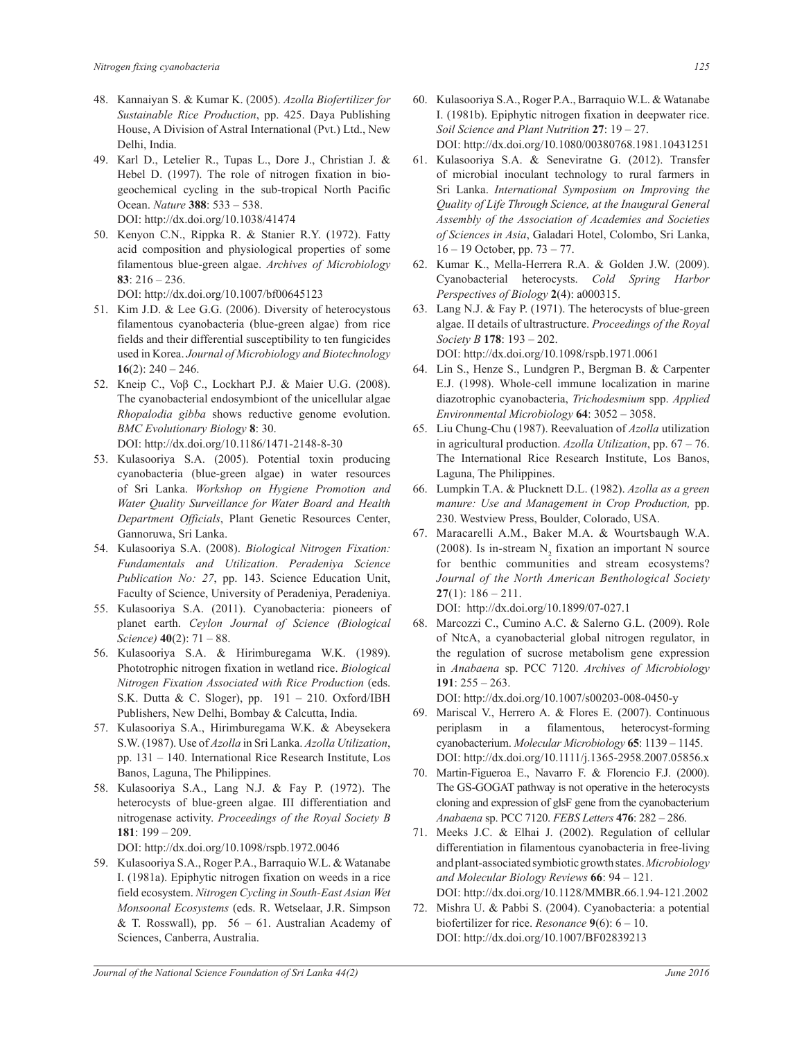48. Kannaiyan S. & Kumar K. (2005). *Azolla Biofertilizer for Sustainable Rice Production*, pp. 425. Daya Publishing House, A Division of Astral International (Pvt.) Ltd., New Delhi, India.
49. Karl D., Letelier R., Tupas L., Dore J., Christian J. & Hebel D. (1997). The role of nitrogen fixation in biogeochemical cycling in the sub-tropical North Pacific Ocean. *Nature* **388**: 533 – 538.
DOI: http://dx.doi.org/10.1038/41474
50. Kenyon C.N., Rippka R. & Stanier R.Y. (1972). Fatty acid composition and physiological properties of some filamentous blue-green algae. *Archives of Microbiology* **83**: 216 – 236.
DOI: http://dx.doi.org/10.1007/bf00645123
51. Kim J.D. & Lee G.G. (2006). Diversity of heterocystous filamentous cyanobacteria (blue-green algae) from rice fields and their differential susceptibility to ten fungicides used in Korea. *Journal of Microbiology and Biotechnology* **16**(2): 240 – 246.
52. Kneip C., Voβ C., Lockhart P.J. & Maier U.G. (2008). The cyanobacterial endosymbiont of the unicellular algae *Rhopalodia gibba* shows reductive genome evolution. *BMC Evolutionary Biology* **8**: 30.
DOI: http://dx.doi.org/10.1186/1471-2148-8-30
53. Kulasooriya S.A. (2005). Potential toxin producing cyanobacteria (blue-green algae) in water resources of Sri Lanka. *Workshop on Hygiene Promotion and Water Quality Surveillance for Water Board and Health Department Officials*, Plant Genetic Resources Center, Gannoruwa, Sri Lanka.
54. Kulasooriya S.A. (2008). *Biological Nitrogen Fixation: Fundamentals and Utilization*. *Peradeniya Science Publication No: 27*, pp. 143. Science Education Unit, Faculty of Science, University of Peradeniya, Peradeniya.
55. Kulasooriya S.A. (2011). Cyanobacteria: pioneers of planet earth. *Ceylon Journal of Science (Biological Science)* **40**(2): 71 – 88.
56. Kulasooriya S.A. & Hirimburegama W.K. (1989). Phototrophic nitrogen fixation in wetland rice. *Biological Nitrogen Fixation Associated with Rice Production* (eds. S.K. Dutta & C. Sloger), pp. 191 – 210. Oxford/IBH Publishers, New Delhi, Bombay & Calcutta, India.
57. Kulasooriya S.A., Hirimburegama W.K. & Abeysekera S.W. (1987). Use of *Azolla* in Sri Lanka. *Azolla Utilization*, pp. 131 – 140. International Rice Research Institute, Los Banos, Laguna, The Philippines.
58. Kulasooriya S.A., Lang N.J. & Fay P. (1972). The heterocysts of blue-green algae. III differentiation and nitrogenase activity. *Proceedings of the Royal Society B* **181**: 199 – 209.
DOI: http://dx.doi.org/10.1098/rspb.1972.0046
59. Kulasooriya S.A., Roger P.A., Barraquio W.L. & Watanabe I. (1981a). Epiphytic nitrogen fixation on weeds in a rice field ecosystem. *Nitrogen Cycling in South-East Asian Wet Monsoonal Ecosystems* (eds. R. Wetselaar, J.R. Simpson & T. Rosswall), pp. 56 – 61. Australian Academy of Sciences, Canberra, Australia.
60. Kulasooriya S.A., Roger P.A., Barraquio W.L. & Watanabe I. (1981b). Epiphytic nitrogen fixation in deepwater rice. *Soil Science and Plant Nutrition* **27**: 19 – 27.
DOI: http://dx.doi.org/10.1080/00380768.1981.10431251
61. Kulasooriya S.A. & Seneviratne G. (2012). Transfer of microbial inoculant technology to rural farmers in Sri Lanka. *International Symposium on Improving the Quality of Life Through Science, at the Inaugural General Assembly of the Association of Academies and Societies of Sciences in Asia*, Galadari Hotel, Colombo, Sri Lanka, 16 – 19 October, pp. 73 – 77.
62. Kumar K., Mella-Herrera R.A. & Golden J.W. (2009). Cyanobacterial heterocysts. *Cold Spring Harbor Perspectives of Biology* **2**(4): a000315.
63. Lang N.J. & Fay P. (1971). The heterocysts of blue-green algae. II details of ultrastructure. *Proceedings of the Royal Society B* **178**: 193 – 202.
DOI: http://dx.doi.org/10.1098/rspb.1971.0061
64. Lin S., Henze S., Lundgren P., Bergman B. & Carpenter E.J. (1998). Whole-cell immune localization in marine diazotrophic cyanobacteria, *Trichodesmium* spp. *Applied Environmental Microbiology* **64**: 3052 – 3058.
65. Liu Chung-Chu (1987). Reevaluation of *Azolla* utilization in agricultural production. *Azolla Utilization*, pp. 67 – 76. The International Rice Research Institute, Los Banos, Laguna, The Philippines.
66. Lumpkin T.A. & Plucknett D.L. (1982). *Azolla as a green manure: Use and Management in Crop Production,* pp. 230. Westview Press, Boulder, Colorado, USA.
67. Maracarelli A.M., Baker M.A. & Wourtsbaugh W.A. (2008). Is in-stream $N_2$ fixation an important N source for benthic communities and stream ecosystems? *Journal of the North American Benthological Society* **27**(1): 186 – 211.
DOI: http://dx.doi.org/10.1899/07-027.1
68. Marcozzi C., Cumino A.C. & Salerno G.L. (2009). Role of NtcA, a cyanobacterial global nitrogen regulator, in the regulation of sucrose metabolism gene expression in *Anabaena* sp. PCC 7120. *Archives of Microbiology* **191**: 255 – 263.
DOI: http://dx.doi.org/10.1007/s00203-008-0450-y
69. Mariscal V., Herrero A. & Flores E. (2007). Continuous periplasm in a filamentous, heterocyst-forming cyanobacterium. *Molecular Microbiology* **65**: 1139 – 1145.
DOI: http://dx.doi.org/10.1111/j.1365-2958.2007.05856.x
70. Martin-Figueroa E., Navarro F. & Florencio F.J. (2000). The GS-GOGAT pathway is not operative in the heterocysts cloning and expression of glsF gene from the cyanobacterium *Anabaena* sp. PCC 7120. *FEBS Letters* **476**: 282 – 286.
71. Meeks J.C. & Elhai J. (2002). Regulation of cellular differentiation in filamentous cyanobacteria in free-living and plant-associated symbiotic growth states. *Microbiology and Molecular Biology Reviews* **66**: 94 – 121.
DOI: http://dx.doi.org/10.1128/MMBR.66.1.94-121.2002
72. Mishra U. & Pabbi S. (2004). Cyanobacteria: a potential biofertilizer for rice. *Resonance* **9**(6): 6 – 10.
DOI: http://dx.doi.org/10.1007/BF02839213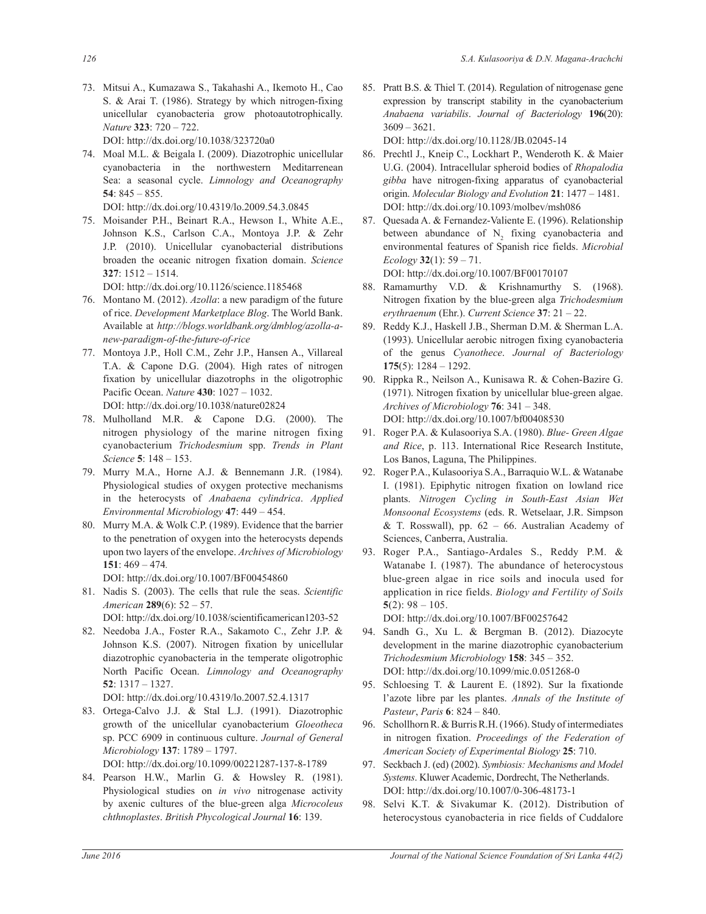73. Mitsui A., Kumazawa S., Takahashi A., Ikemoto H., Cao S. & Arai T. (1986). Strategy by which nitrogen-fixing unicellular cyanobacteria grow photoautotrophically. *Nature* **323**: 720 – 722.
DOI: http://dx.doi.org/10.1038/323720a0

74. Moal M.L. & Beigala I. (2009). Diazotrophic unicellular cyanobacteria in the northwestern Meditarrenean Sea: a seasonal cycle. *Limnology and Oceanography* **54**: 845 – 855.
DOI: http://dx.doi.org/10.4319/lo.2009.54.3.0845

75. Moisander P.H., Beinart R.A., Hewson I., White A.E., Johnson K.S., Carlson C.A., Montoya J.P. & Zehr J.P. (2010). Unicellular cyanobacterial distributions broaden the oceanic nitrogen fixation domain. *Science* **327**: 1512 – 1514.
DOI: http://dx.doi.org/10.1126/science.1185468

76. Montano M. (2012). *Azolla*: a new paradigm of the future of rice. *Development Marketplace Blog*. The World Bank. Available at *http://blogs.worldbank.org/dmblog/azolla-a-new-paradigm-of-the-future-of-rice*

77. Montoya J.P., Holl C.M., Zehr J.P., Hansen A., Villareal T.A. & Capone D.G. (2004). High rates of nitrogen fixation by unicellular diazotrophs in the oligotrophic Pacific Ocean. *Nature* **430**: 1027 – 1032.
DOI: http://dx.doi.org/10.1038/nature02824

78. Mulholland M.R. & Capone D.G. (2000). The nitrogen physiology of the marine nitrogen fixing cyanobacterium *Trichodesmium* spp. *Trends in Plant Science* **5**: 148 – 153.

79. Murry M.A., Horne A.J. & Bennemann J.R. (1984). Physiological studies of oxygen protective mechanisms in the heterocysts of *Anabaena cylindrica*. *Applied Environmental Microbiology* **47**: 449 – 454.

80. Murry M.A. & Wolk C.P. (1989). Evidence that the barrier to the penetration of oxygen into the heterocysts depends upon two layers of the envelope. *Archives of Microbiology* **151**: 469 – 474.
DOI: http://dx.doi.org/10.1007/BF00454860

81. Nadis S. (2003). The cells that rule the seas. *Scientific American* **289**(6): 52 – 57.
DOI: http://dx.doi.org/10.1038/scientificamerican1203-52

82. Needoba J.A., Foster R.A., Sakamoto C., Zehr J.P. & Johnson K.S. (2007). Nitrogen fixation by unicellular diazotrophic cyanobacteria in the temperate oligotrophic North Pacific Ocean. *Limnology and Oceanography* **52**: 1317 – 1327.
DOI: http://dx.doi.org/10.4319/lo.2007.52.4.1317

83. Ortega-Calvo J.J. & Stal L.J. (1991). Diazotrophic growth of the unicellular cyanobacterium *Gloeotheca* sp. PCC 6909 in continuous culture. *Journal of General Microbiology* **137**: 1789 – 1797.
DOI: http://dx.doi.org/10.1099/00221287-137-8-1789

84. Pearson H.W., Marlin G. & Howsley R. (1981). Physiological studies on *in vivo* nitrogenase activity by axenic cultures of the blue-green alga *Microcoleus chthnoplastes*. *British Phycological Journal* **16**: 139.

85. Pratt B.S. & Thiel T. (2014). Regulation of nitrogenase gene expression by transcript stability in the cyanobacterium *Anabaena variabilis*. *Journal of Bacteriology* **196**(20): 3609 – 3621.
DOI: http://dx.doi.org/10.1128/JB.02045-14

86. Prechtl J., Kneip C., Lockhart P., Wenderoth K. & Maier U.G. (2004). Intracellular spheroid bodies of *Rhopalodia gibba* have nitrogen-fixing apparatus of cyanobacterial origin. *Molecular Biology and Evolution* **21**: 1477 – 1481.
DOI: http://dx.doi.org/10.1093/molbev/msh086

87. Quesada A. & Fernandez-Valiente E. (1996). Relationship between abundance of $N_2$ fixing cyanobacteria and environmental features of Spanish rice fields. *Microbial Ecology* **32**(1): 59 – 71.
DOI: http://dx.doi.org/10.1007/BF00170107

88. Ramamurthy V.D. & Krishnamurthy S. (1968). Nitrogen fixation by the blue-green alga *Trichodesmium erythraenum* (Ehr.). *Current Science* **37**: 21 – 22.

89. Reddy K.J., Haskell J.B., Sherman D.M. & Sherman L.A. (1993). Unicellular aerobic nitrogen fixing cyanobacteria of the genus *Cyanothece*. *Journal of Bacteriology* **175**(5): 1284 – 1292.

90. Rippka R., Neilson A., Kunisawa R. & Cohen-Bazire G. (1971). Nitrogen fixation by unicellular blue-green algae. *Archives of Microbiology* **76**: 341 – 348.
DOI: http://dx.doi.org/10.1007/bf00408530

91. Roger P.A. & Kulasooriya S.A. (1980). *Blue- Green Algae and Rice*, p. 113. International Rice Research Institute, Los Banos, Laguna, The Philippines.

92. Roger P.A., Kulasooriya S.A., Barraquio W.L. & Watanabe I. (1981). Epiphytic nitrogen fixation on lowland rice plants. *Nitrogen Cycling in South-East Asian Wet Monsoonal Ecosystems* (eds. R. Wetselaar, J.R. Simpson & T. Rosswall), pp. 62 – 66. Australian Academy of Sciences, Canberra, Australia.

93. Roger P.A., Santiago-Ardales S., Reddy P.M. & Watanabe I. (1987). The abundance of heterocystous blue-green algae in rice soils and inocula used for application in rice fields. *Biology and Fertility of Soils* **5**(2): 98 – 105.
DOI: http://dx.doi.org/10.1007/BF00257642

94. Sandh G., Xu L. & Bergman B. (2012). Diazocyte development in the marine diazotrophic cyanobacterium *Trichodesmium Microbiology* **158**: 345 – 352.
DOI: http://dx.doi.org/10.1099/mic.0.051268-0

95. Schloesing T. & Laurent E. (1892). Sur la fixationde l'azote libre par les plantes. *Annals of the Institute of Pasteur*, *Paris* **6**: 824 – 840.

96. Schollhorn R. & Burris R.H. (1966). Study of intermediates in nitrogen fixation. *Proceedings of the Federation of American Society of Experimental Biology* **25**: 710.

97. Seckbach J. (ed) (2002). *Symbiosis: Mechanisms and Model Systems*. Kluwer Academic, Dordrecht, The Netherlands.
DOI: http://dx.doi.org/10.1007/0-306-48173-1

98. Selvi K.T. & Sivakumar K. (2012). Distribution of heterocystous cyanobacteria in rice fields of Cuddalore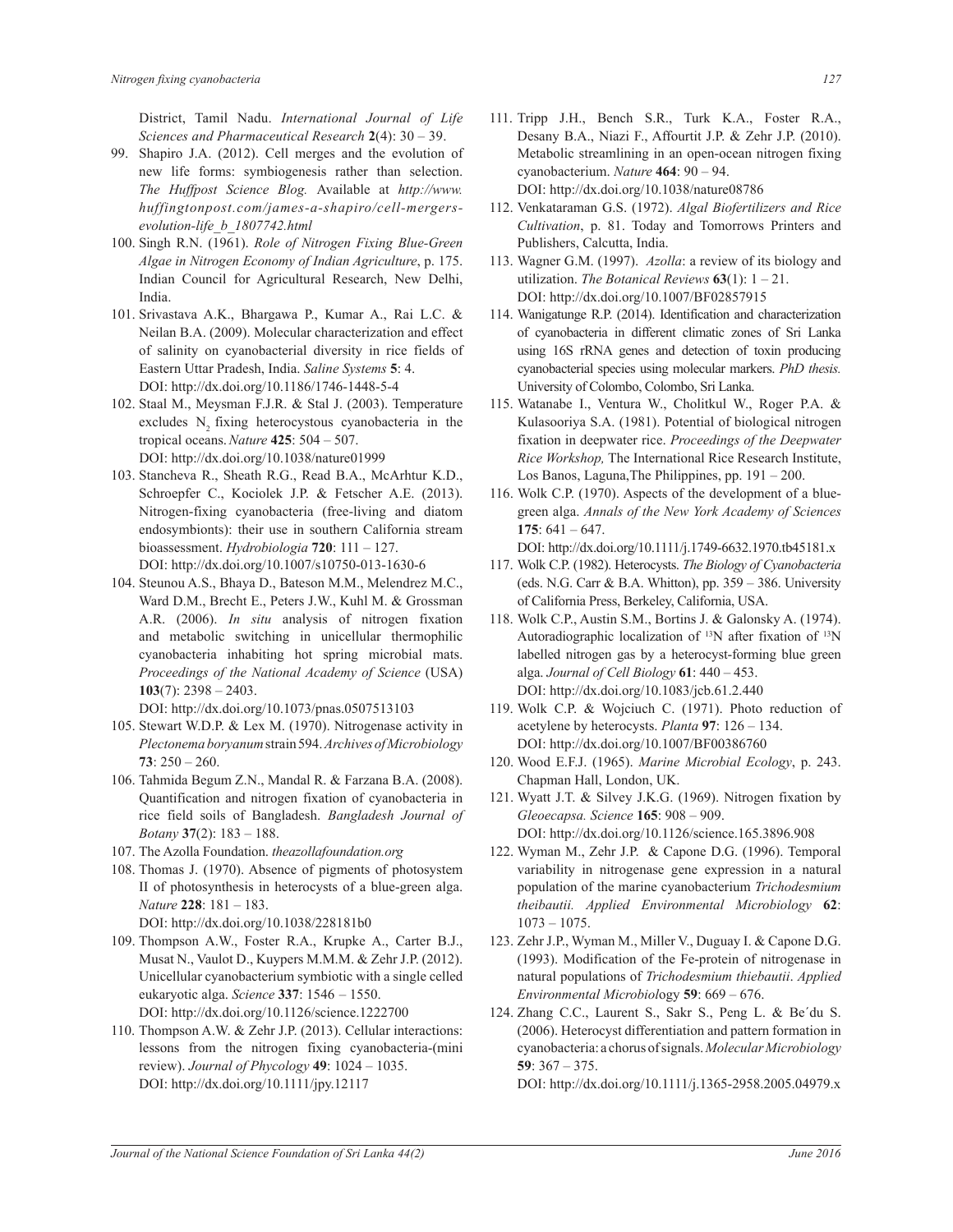District, Tamil Nadu. *International Journal of Life Sciences and Pharmaceutical Research* **2**(4): 30 – 39.

99. Shapiro J.A. (2012). Cell merges and the evolution of new life forms: symbiogenesis rather than selection. *The Huffpost Science Blog.* Available at *http://www.huffingtonpost.com/james-a-shapiro/cell-mergers-evolution-life_b_1807742.html*

100. Singh R.N. (1961). *Role of Nitrogen Fixing Blue-Green Algae in Nitrogen Economy of Indian Agriculture*, p. 175. Indian Council for Agricultural Research, New Delhi, India.

101. Srivastava A.K., Bhargawa P., Kumar A., Rai L.C. & Neilan B.A. (2009). Molecular characterization and effect of salinity on cyanobacterial diversity in rice fields of Eastern Uttar Pradesh, India. *Saline Systems* **5**: 4. DOI: http://dx.doi.org/10.1186/1746-1448-5-4

102. Staal M., Meysman F.J.R. & Stal J. (2003). Temperature excludes $N_2$ fixing heterocystous cyanobacteria in the tropical oceans. *Nature* **425**: 504 – 507. DOI: http://dx.doi.org/10.1038/nature01999

103. Stancheva R., Sheath R.G., Read B.A., McArhtur K.D., Schroepfer C., Kociolek J.P. & Fetscher A.E. (2013). Nitrogen-fixing cyanobacteria (free-living and diatom endosymbionts): their use in southern California stream bioassessment. *Hydrobiologia* **720**: 111 – 127. DOI: http://dx.doi.org/10.1007/s10750-013-1630-6

104. Steunou A.S., Bhaya D., Bateson M.M., Melendrez M.C., Ward D.M., Brecht E., Peters J.W., Kuhl M. & Grossman A.R. (2006). *In situ* analysis of nitrogen fixation and metabolic switching in unicellular thermophilic cyanobacteria inhabiting hot spring microbial mats. *Proceedings of the National Academy of Science* (USA) **103**(7): 2398 – 2403. DOI: http://dx.doi.org/10.1073/pnas.0507513103

105. Stewart W.D.P. & Lex M. (1970). Nitrogenase activity in *Plectonema boryanum* strain 594. *Archives of Microbiology* **73**: 250 – 260.

106. Tahmida Begum Z.N., Mandal R. & Farzana B.A. (2008). Quantification and nitrogen fixation of cyanobacteria in rice field soils of Bangladesh. *Bangladesh Journal of Botany* **37**(2): 183 – 188.

107. The Azolla Foundation. *theazollafoundation.org*

108. Thomas J. (1970). Absence of pigments of photosystem II of photosynthesis in heterocysts of a blue-green alga. *Nature* **228**: 181 – 183. DOI: http://dx.doi.org/10.1038/228181b0

109. Thompson A.W., Foster R.A., Krupke A., Carter B.J., Musat N., Vaulot D., Kuypers M.M.M. & Zehr J.P. (2012). Unicellular cyanobacterium symbiotic with a single celled eukaryotic alga. *Science* **337**: 1546 – 1550. DOI: http://dx.doi.org/10.1126/science.1222700

110. Thompson A.W. & Zehr J.P. (2013). Cellular interactions: lessons from the nitrogen fixing cyanobacteria-(mini review). *Journal of Phycology* **49**: 1024 – 1035. DOI: http://dx.doi.org/10.1111/jpy.12117

111. Tripp J.H., Bench S.R., Turk K.A., Foster R.A., Desany B.A., Niazi F., Affourtit J.P. & Zehr J.P. (2010). Metabolic streamlining in an open-ocean nitrogen fixing cyanobacterium. *Nature* **464**: 90 – 94. DOI: http://dx.doi.org/10.1038/nature08786

112. Venkataraman G.S. (1972). *Algal Biofertilizers and Rice Cultivation*, p. 81. Today and Tomorrows Printers and Publishers, Calcutta, India.

113. Wagner G.M. (1997). *Azolla*: a review of its biology and utilization. *The Botanical Reviews* **63**(1): 1 – 21. DOI: http://dx.doi.org/10.1007/BF02857915

114. Wanigatunge R.P. (2014). Identification and characterization of cyanobacteria in different climatic zones of Sri Lanka using 16S rRNA genes and detection of toxin producing cyanobacterial species using molecular markers. *PhD thesis.* University of Colombo, Colombo, Sri Lanka.

115. Watanabe I., Ventura W., Cholitkul W., Roger P.A. & Kulasooriya S.A. (1981). Potential of biological nitrogen fixation in deepwater rice. *Proceedings of the Deepwater Rice Workshop,* The International Rice Research Institute, Los Banos, Laguna,The Philippines, pp. 191 – 200.

116. Wolk C.P. (1970). Aspects of the development of a blue-green alga. *Annals of the New York Academy of Sciences* **175**: 641 – 647. DOI: http://dx.doi.org/10.1111/j.1749-6632.1970.tb45181.x

117. Wolk C.P. (1982). Heterocysts. *The Biology of Cyanobacteria* (eds. N.G. Carr & B.A. Whitton), pp. 359 – 386. University of California Press, Berkeley, California, USA.

118. Wolk C.P., Austin S.M., Bortins J. & Galonsky A. (1974). Autoradiographic localization of $^{13}N$ after fixation of $^{13}N$ labelled nitrogen gas by a heterocyst-forming blue green alga. *Journal of Cell Biology* **61**: 440 – 453. DOI: http://dx.doi.org/10.1083/jcb.61.2.440

119. Wolk C.P. & Wojciuch C. (1971). Photo reduction of acetylene by heterocysts. *Planta* **97**: 126 – 134. DOI: http://dx.doi.org/10.1007/BF00386760

120. Wood E.F.J. (1965). *Marine Microbial Ecology*, p. 243. Chapman Hall, London, UK.

121. Wyatt J.T. & Silvey J.K.G. (1969). Nitrogen fixation by *Gleoecapsa. Science* **165**: 908 – 909. DOI: http://dx.doi.org/10.1126/science.165.3896.908

122. Wyman M., Zehr J.P. & Capone D.G. (1996). Temporal variability in nitrogenase gene expression in a natural population of the marine cyanobacterium *Trichodesmium theibautii. Applied Environmental Microbiology* **62**: 1073 – 1075.

123. Zehr J.P., Wyman M., Miller V., Duguay I. & Capone D.G. (1993). Modification of the Fe-protein of nitrogenase in natural populations of *Trichodesmium thiebautii*. *Applied Environmental Microbiol*ogy **59**: 669 – 676.

124. Zhang C.C., Laurent S., Sakr S., Peng L. & Be´du S. (2006). Heterocyst differentiation and pattern formation in cyanobacteria: a chorus of signals. *Molecular Microbiology* **59**: 367 – 375. DOI: http://dx.doi.org/10.1111/j.1365-2958.2005.04979.x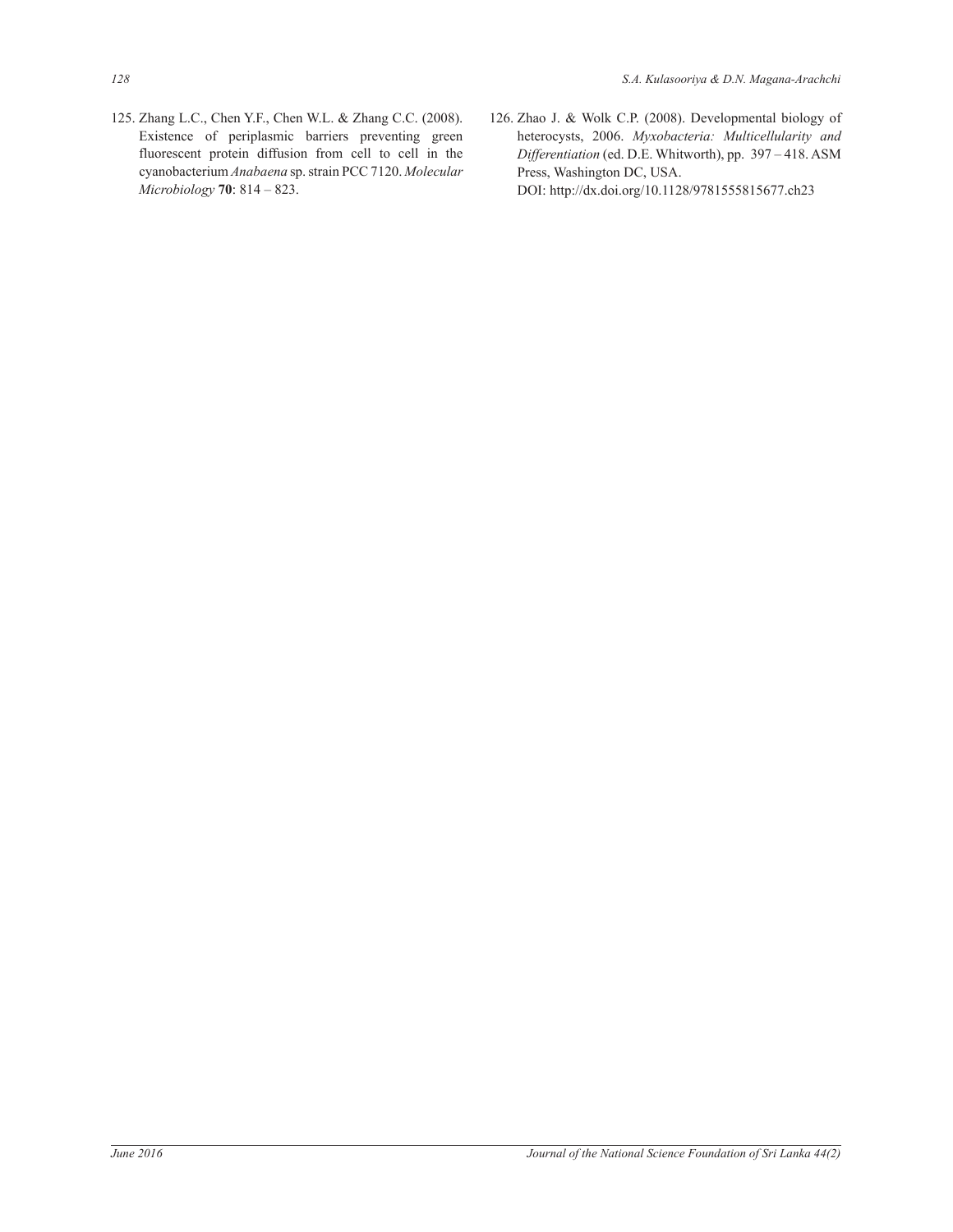125. Zhang L.C., Chen Y.F., Chen W.L. & Zhang C.C. (2008). Existence of periplasmic barriers preventing green fluorescent protein diffusion from cell to cell in the cyanobacterium *Anabaena* sp. strain PCC 7120. *Molecular Microbiology* **70**: 814 – 823.

126. Zhao J. & Wolk C.P. (2008). Developmental biology of heterocysts, 2006. *Myxobacteria: Multicellularity and Differentiation* (ed. D.E. Whitworth), pp. 397 – 418. ASM Press, Washington DC, USA.
DOI: http://dx.doi.org/10.1128/9781555815677.ch23